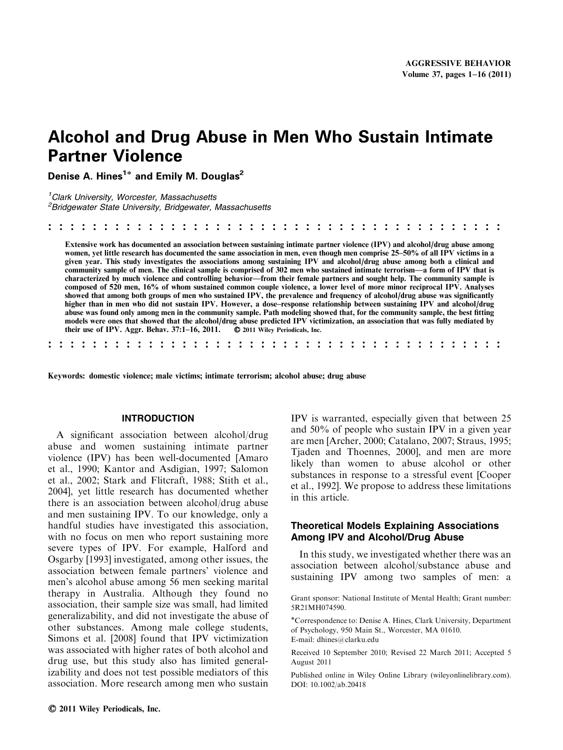# Alcohol and Drug Abuse in Men Who Sustain Intimate Partner Violence

**Denise A. Hines[1]* and Emily M. Douglas[2]**

[1] *Clark University, Worcester, Massachusetts*
[2] *Bridgewater State University, Bridgewater, Massachusetts*

**Extensive work has documented an association between sustaining intimate partner violence (IPV) and alcohol/drug abuse among women, yet little research has documented the same association in men, even though men comprise 25–50% of all IPV victims in a given year. This study investigates the associations among sustaining IPV and alcohol/drug abuse among both a clinical and community sample of men. The clinical sample is comprised of 302 men who sustained intimate terrorism—a form of IPV that is characterized by much violence and controlling behavior—from their female partners and sought help. The community sample is composed of 520 men, 16% of whom sustained common couple violence, a lower level of more minor reciprocal IPV. Analyses showed that among both groups of men who sustained IPV, the prevalence and frequency of alcohol/drug abuse was significantly higher than in men who did not sustain IPV. However, a dose–response relationship between sustaining IPV and alcohol/drug abuse was found only among men in the community sample. Path modeling showed that, for the community sample, the best fitting models were ones that showed that the alcohol/drug abuse predicted IPV victimization, an association that was fully mediated by their use of IPV. Aggr. Behav. 37:1–16, 2011. © 2011 Wiley Periodicals, Inc.**

**Keywords: domestic violence; male victims; intimate terrorism; alcohol abuse; drug abuse**

## INTRODUCTION

A significant association between alcohol/drug abuse and women sustaining intimate partner violence (IPV) has been well-documented [Amaro et al., 1990; Kantor and Asdigian, 1997; Salomon et al., 2002; Stark and Flitcraft, 1988; Stith et al., 2004], yet little research has documented whether there is an association between alcohol/drug abuse and men sustaining IPV. To our knowledge, only a handful studies have investigated this association, with no focus on men who report sustaining more severe types of IPV. For example, Halford and Osgarby [1993] investigated, among other issues, the association between female partners' violence and men's alcohol abuse among 56 men seeking marital therapy in Australia. Although they found no association, their sample size was small, had limited generalizability, and did not investigate the abuse of other substances. Among male college students, Simons et al. [2008] found that IPV victimization was associated with higher rates of both alcohol and drug use, but this study also has limited generalizability and does not test possible mediators of this association. More research among men who sustain IPV is warranted, especially given that between 25 and 50% of people who sustain IPV in a given year are men [Archer, 2000; Catalano, 2007; Straus, 1995; Tjaden and Thoennes, 2000], and men are more likely than women to abuse alcohol or other substances in response to a stressful event [Cooper et al., 1992]. We propose to address these limitations in this article.

### Theoretical Models Explaining Associations Among IPV and Alcohol/Drug Abuse

In this study, we investigated whether there was an association between alcohol/substance abuse and sustaining IPV among two samples of men: a

Grant sponsor: National Institute of Mental Health; Grant number: 5R21MH074590.

*Correspondence to: Denise A. Hines, Clark University, Department of Psychology, 950 Main St., Worcester, MA 01610. E-mail: dhines@clarku.edu

Received 10 September 2010; Revised 22 March 2011; Accepted 5 August 2011

Published online in Wiley Online Library (wileyonlinelibrary.com). DOI: 10.1002/ab.20418

© 2011 Wiley Periodicals, Inc.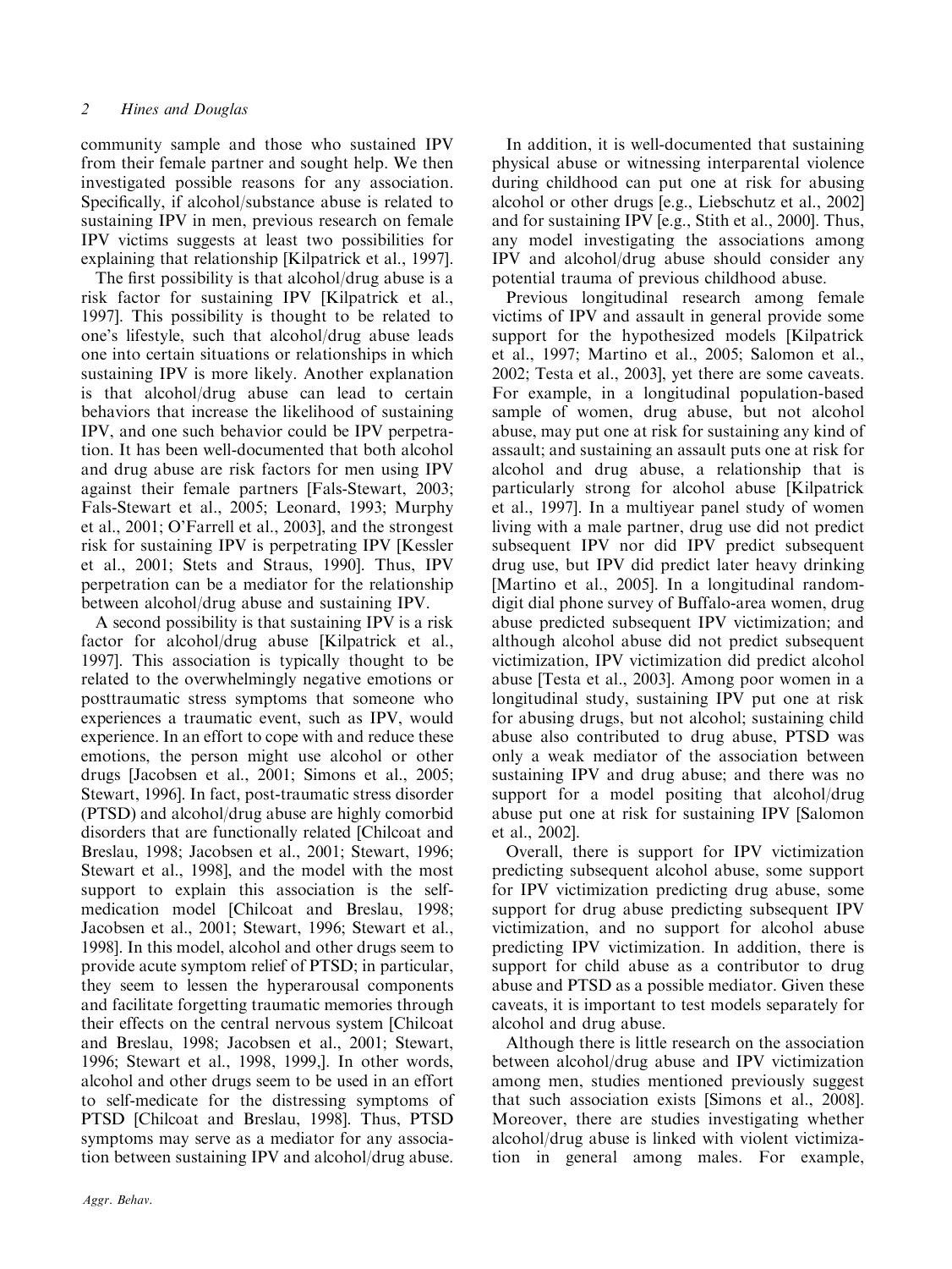community sample and those who sustained IPV from their female partner and sought help. We then investigated possible reasons for any association. Specifically, if alcohol/substance abuse is related to sustaining IPV in men, previous research on female IPV victims suggests at least two possibilities for explaining that relationship [Kilpatrick et al., 1997].

The first possibility is that alcohol/drug abuse is a risk factor for sustaining IPV [Kilpatrick et al., 1997]. This possibility is thought to be related to one's lifestyle, such that alcohol/drug abuse leads one into certain situations or relationships in which sustaining IPV is more likely. Another explanation is that alcohol/drug abuse can lead to certain behaviors that increase the likelihood of sustaining IPV, and one such behavior could be IPV perpetration. It has been well-documented that both alcohol and drug abuse are risk factors for men using IPV against their female partners [Fals-Stewart, 2003; Fals-Stewart et al., 2005; Leonard, 1993; Murphy et al., 2001; O'Farrell et al., 2003], and the strongest risk for sustaining IPV is perpetrating IPV [Kessler et al., 2001; Stets and Straus, 1990]. Thus, IPV perpetration can be a mediator for the relationship between alcohol/drug abuse and sustaining IPV.

A second possibility is that sustaining IPV is a risk factor for alcohol/drug abuse [Kilpatrick et al., 1997]. This association is typically thought to be related to the overwhelmingly negative emotions or posttraumatic stress symptoms that someone who experiences a traumatic event, such as IPV, would experience. In an effort to cope with and reduce these emotions, the person might use alcohol or other drugs [Jacobsen et al., 2001; Simons et al., 2005; Stewart, 1996]. In fact, post-traumatic stress disorder (PTSD) and alcohol/drug abuse are highly comorbid disorders that are functionally related [Chilcoat and Breslau, 1998; Jacobsen et al., 2001; Stewart, 1996; Stewart et al., 1998], and the model with the most support to explain this association is the self-medication model [Chilcoat and Breslau, 1998; Jacobsen et al., 2001; Stewart, 1996; Stewart et al., 1998]. In this model, alcohol and other drugs seem to provide acute symptom relief of PTSD; in particular, they seem to lessen the hyperarousal components and facilitate forgetting traumatic memories through their effects on the central nervous system [Chilcoat and Breslau, 1998; Jacobsen et al., 2001; Stewart, 1996; Stewart et al., 1998, 1999,]. In other words, alcohol and other drugs seem to be used in an effort to self-medicate for the distressing symptoms of PTSD [Chilcoat and Breslau, 1998]. Thus, PTSD symptoms may serve as a mediator for any association between sustaining IPV and alcohol/drug abuse.

In addition, it is well-documented that sustaining physical abuse or witnessing interparental violence during childhood can put one at risk for abusing alcohol or other drugs [e.g., Liebschutz et al., 2002] and for sustaining IPV [e.g., Stith et al., 2000]. Thus, any model investigating the associations among IPV and alcohol/drug abuse should consider any potential trauma of previous childhood abuse.

Previous longitudinal research among female victims of IPV and assault in general provide some support for the hypothesized models [Kilpatrick et al., 1997; Martino et al., 2005; Salomon et al., 2002; Testa et al., 2003], yet there are some caveats. For example, in a longitudinal population-based sample of women, drug abuse, but not alcohol abuse, may put one at risk for sustaining any kind of assault; and sustaining an assault puts one at risk for alcohol and drug abuse, a relationship that is particularly strong for alcohol abuse [Kilpatrick et al., 1997]. In a multiyear panel study of women living with a male partner, drug use did not predict subsequent IPV nor did IPV predict subsequent drug use, but IPV did predict later heavy drinking [Martino et al., 2005]. In a longitudinal random-digit dial phone survey of Buffalo-area women, drug abuse predicted subsequent IPV victimization; and although alcohol abuse did not predict subsequent victimization, IPV victimization did predict alcohol abuse [Testa et al., 2003]. Among poor women in a longitudinal study, sustaining IPV put one at risk for abusing drugs, but not alcohol; sustaining child abuse also contributed to drug abuse, PTSD was only a weak mediator of the association between sustaining IPV and drug abuse; and there was no support for a model positing that alcohol/drug abuse put one at risk for sustaining IPV [Salomon et al., 2002].

Overall, there is support for IPV victimization predicting subsequent alcohol abuse, some support for IPV victimization predicting drug abuse, some support for drug abuse predicting subsequent IPV victimization, and no support for alcohol abuse predicting IPV victimization. In addition, there is support for child abuse as a contributor to drug abuse and PTSD as a possible mediator. Given these caveats, it is important to test models separately for alcohol and drug abuse.

Although there is little research on the association between alcohol/drug abuse and IPV victimization among men, studies mentioned previously suggest that such association exists [Simons et al., 2008]. Moreover, there are studies investigating whether alcohol/drug abuse is linked with violent victimization in general among males. For example,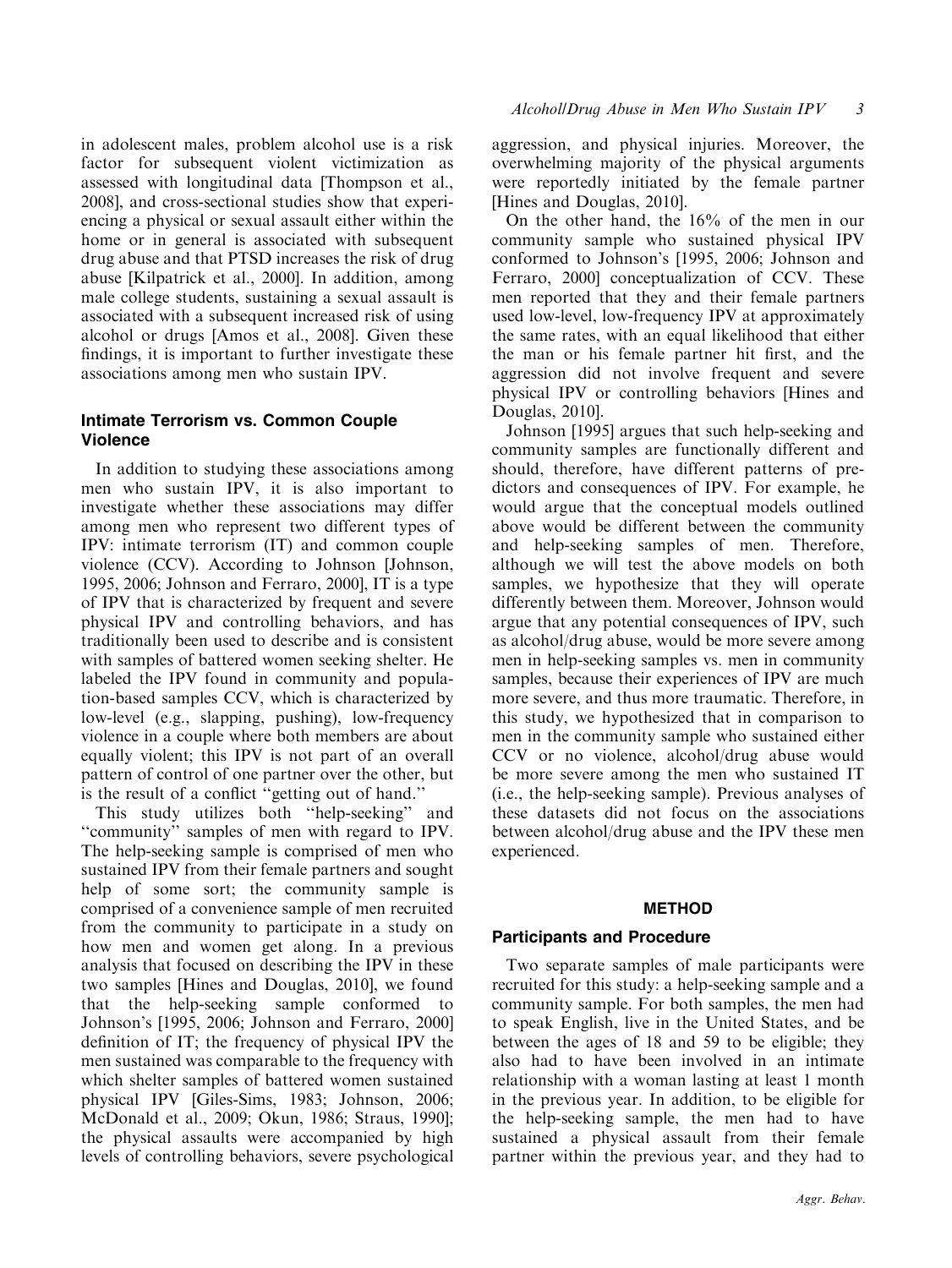in adolescent males, problem alcohol use is a risk factor for subsequent violent victimization as assessed with longitudinal data [Thompson et al., 2008], and cross-sectional studies show that experiencing a physical or sexual assault either within the home or in general is associated with subsequent drug abuse and that PTSD increases the risk of drug abuse [Kilpatrick et al., 2000]. In addition, among male college students, sustaining a sexual assault is associated with a subsequent increased risk of using alcohol or drugs [Amos et al., 2008]. Given these findings, it is important to further investigate these associations among men who sustain IPV.

### Intimate Terrorism vs. Common Couple Violence

In addition to studying these associations among men who sustain IPV, it is also important to investigate whether these associations may differ among men who represent two different types of IPV: intimate terrorism (IT) and common couple violence (CCV). According to Johnson [Johnson, 1995, 2006; Johnson and Ferraro, 2000], IT is a type of IPV that is characterized by frequent and severe physical IPV and controlling behaviors, and has traditionally been used to describe and is consistent with samples of battered women seeking shelter. He labeled the IPV found in community and population-based samples CCV, which is characterized by low-level (e.g., slapping, pushing), low-frequency violence in a couple where both members are about equally violent; this IPV is not part of an overall pattern of control of one partner over the other, but is the result of a conflict "getting out of hand."

This study utilizes both "help-seeking" and "community" samples of men with regard to IPV. The help-seeking sample is comprised of men who sustained IPV from their female partners and sought help of some sort; the community sample is comprised of a convenience sample of men recruited from the community to participate in a study on how men and women get along. In a previous analysis that focused on describing the IPV in these two samples [Hines and Douglas, 2010], we found that the help-seeking sample conformed to Johnson's [1995, 2006; Johnson and Ferraro, 2000] definition of IT; the frequency of physical IPV the men sustained was comparable to the frequency with which shelter samples of battered women sustained physical IPV [Giles-Sims, 1983; Johnson, 2006; McDonald et al., 2009; Okun, 1986; Straus, 1990]; the physical assaults were accompanied by high levels of controlling behaviors, severe psychological aggression, and physical injuries. Moreover, the overwhelming majority of the physical arguments were reportedly initiated by the female partner [Hines and Douglas, 2010].

On the other hand, the 16% of the men in our community sample who sustained physical IPV conformed to Johnson's [1995, 2006; Johnson and Ferraro, 2000] conceptualization of CCV. These men reported that they and their female partners used low-level, low-frequency IPV at approximately the same rates, with an equal likelihood that either the man or his female partner hit first, and the aggression did not involve frequent and severe physical IPV or controlling behaviors [Hines and Douglas, 2010].

Johnson [1995] argues that such help-seeking and community samples are functionally different and should, therefore, have different patterns of predictors and consequences of IPV. For example, he would argue that the conceptual models outlined above would be different between the community and help-seeking samples of men. Therefore, although we will test the above models on both samples, we hypothesize that they will operate differently between them. Moreover, Johnson would argue that any potential consequences of IPV, such as alcohol/drug abuse, would be more severe among men in help-seeking samples vs. men in community samples, because their experiences of IPV are much more severe, and thus more traumatic. Therefore, in this study, we hypothesized that in comparison to men in the community sample who sustained either CCV or no violence, alcohol/drug abuse would be more severe among the men who sustained IT (i.e., the help-seeking sample). Previous analyses of these datasets did not focus on the associations between alcohol/drug abuse and the IPV these men experienced.

## METHOD

### Participants and Procedure

Two separate samples of male participants were recruited for this study: a help-seeking sample and a community sample. For both samples, the men had to speak English, live in the United States, and be between the ages of 18 and 59 to be eligible; they also had to have been involved in an intimate relationship with a woman lasting at least 1 month in the previous year. In addition, to be eligible for the help-seeking sample, the men had to have sustained a physical assault from their female partner within the previous year, and they had to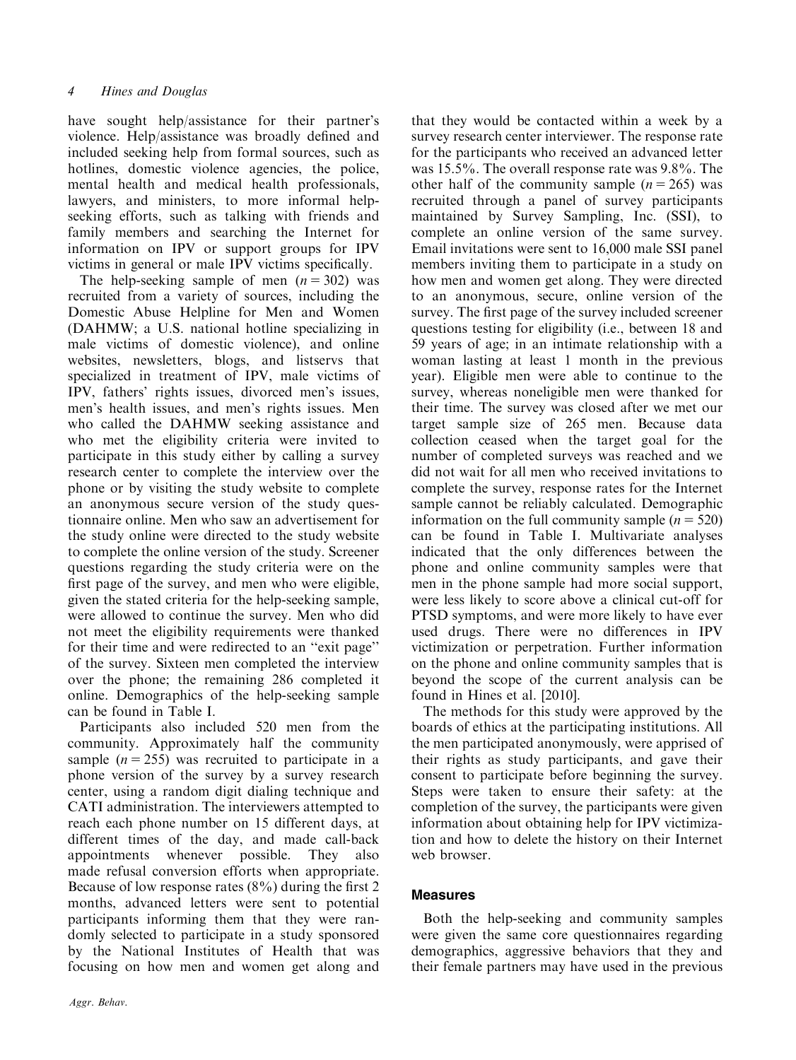have sought help/assistance for their partner's violence. Help/assistance was broadly defined and included seeking help from formal sources, such as hotlines, domestic violence agencies, the police, mental health and medical health professionals, lawyers, and ministers, to more informal help-seeking efforts, such as talking with friends and family members and searching the Internet for information on IPV or support groups for IPV victims in general or male IPV victims specifically.

The help-seeking sample of men ($n = 302$) was recruited from a variety of sources, including the Domestic Abuse Helpline for Men and Women (DAHMW; a U.S. national hotline specializing in male victims of domestic violence), and online websites, newsletters, blogs, and listservs that specialized in treatment of IPV, male victims of IPV, fathers' rights issues, divorced men's issues, men's health issues, and men's rights issues. Men who called the DAHMW seeking assistance and who met the eligibility criteria were invited to participate in this study either by calling a survey research center to complete the interview over the phone or by visiting the study website to complete an anonymous secure version of the study questionnaire online. Men who saw an advertisement for the study online were directed to the study website to complete the online version of the study. Screener questions regarding the study criteria were on the first page of the survey, and men who were eligible, given the stated criteria for the help-seeking sample, were allowed to continue the survey. Men who did not meet the eligibility requirements were thanked for their time and were redirected to an "exit page" of the survey. Sixteen men completed the interview over the phone; the remaining 286 completed it online. Demographics of the help-seeking sample can be found in Table I.

Participants also included 520 men from the community. Approximately half the community sample ($n = 255$) was recruited to participate in a phone version of the survey by a survey research center, using a random digit dialing technique and CATI administration. The interviewers attempted to reach each phone number on 15 different days, at different times of the day, and made call-back appointments whenever possible. They also made refusal conversion efforts when appropriate. Because of low response rates (8%) during the first 2 months, advanced letters were sent to potential participants informing them that they were randomly selected to participate in a study sponsored by the National Institutes of Health that was focusing on how men and women get along and that they would be contacted within a week by a survey research center interviewer. The response rate for the participants who received an advanced letter was 15.5%. The overall response rate was 9.8%. The other half of the community sample ($n = 265$) was recruited through a panel of survey participants maintained by Survey Sampling, Inc. (SSI), to complete an online version of the same survey. Email invitations were sent to 16,000 male SSI panel members inviting them to participate in a study on how men and women get along. They were directed to an anonymous, secure, online version of the survey. The first page of the survey included screener questions testing for eligibility (i.e., between 18 and 59 years of age; in an intimate relationship with a woman lasting at least 1 month in the previous year). Eligible men were able to continue to the survey, whereas noneligible men were thanked for their time. The survey was closed after we met our target sample size of 265 men. Because data collection ceased when the target goal for the number of completed surveys was reached and we did not wait for all men who received invitations to complete the survey, response rates for the Internet sample cannot be reliably calculated. Demographic information on the full community sample ($n = 520$) can be found in Table I. Multivariate analyses indicated that the only differences between the phone and online community samples were that men in the phone sample had more social support, were less likely to score above a clinical cut-off for PTSD symptoms, and were more likely to have ever used drugs. There were no differences in IPV victimization or perpetration. Further information on the phone and online community samples that is beyond the scope of the current analysis can be found in Hines et al. [2010].

The methods for this study were approved by the boards of ethics at the participating institutions. All the men participated anonymously, were apprised of their rights as study participants, and gave their consent to participate before beginning the survey. Steps were taken to ensure their safety: at the completion of the survey, the participants were given information about obtaining help for IPV victimization and how to delete the history on their Internet web browser.

## Measures

Both the help-seeking and community samples were given the same core questionnaires regarding demographics, aggressive behaviors that they and their female partners may have used in the previous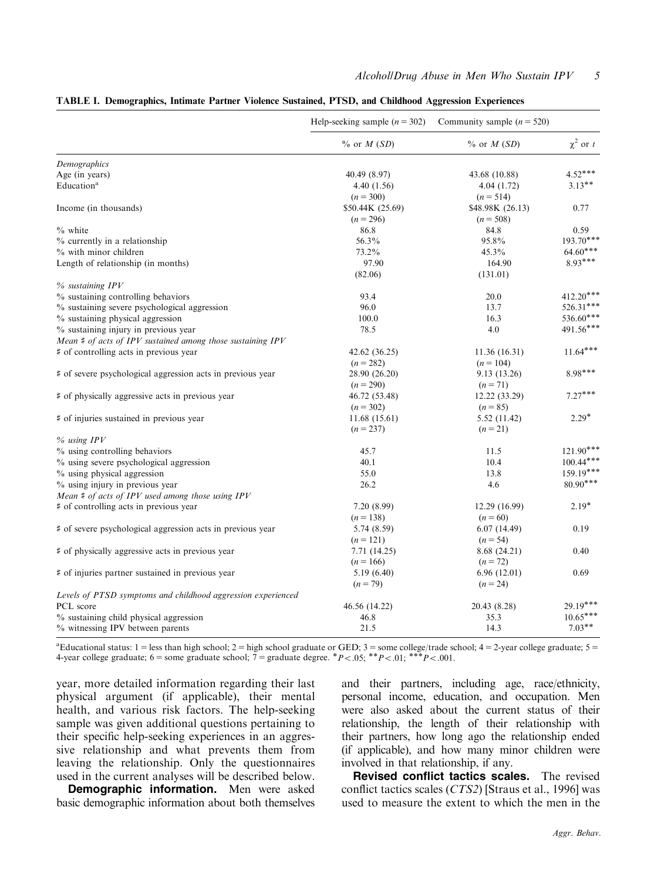**TABLE I. Demographics, Intimate Partner Violence Sustained, PTSD, and Childhood Aggression Experiences**

| | Help-seeking sample ($n = 302$) | Community sample ($n = 520$) | |
|---|---|---|---|
| | % or *M* (*SD*) | % or *M* (*SD*) | $\chi^2$ or *t* |
| *Demographics* | | | |
| Age (in years) | 40.49 (8.97) | 43.68 (10.88) | 4.52*** |
| Education[a] | 4.40 (1.56) ($n = 300$) | 4.04 (1.72) ($n = 514$) | 3.13** |
| Income (in thousands) | $50.44K (25.69) ($n = 296$) | $48.98K (26.13) ($n = 508$) | 0.77 |
| % white | 86.8 | 84.8 | 0.59 |
| % currently in a relationship | 56.3% | 95.8% | 193.70*** |
| % with minor children | 73.2% | 45.3% | 64.60*** |
| Length of relationship (in months) | 97.90 (82.06) | 164.90 (131.01) | 8.93*** |
| *% sustaining IPV* | | | |
| % sustaining controlling behaviors | 93.4 | 20.0 | 412.20*** |
| % sustaining severe psychological aggression | 96.0 | 13.7 | 526.31*** |
| % sustaining physical aggression | 100.0 | 16.3 | 536.60*** |
| % sustaining injury in previous year | 78.5 | 4.0 | 491.56*** |
| *Mean ♯ of acts of IPV sustained among those sustaining IPV* | | | |
| ♯ of controlling acts in previous year | 42.62 (36.25) ($n = 282$) | 11.36 (16.31) ($n = 104$) | 11.64*** |
| ♯ of severe psychological aggression acts in previous year | 28.90 (26.20) ($n = 290$) | 9.13 (13.26) ($n = 71$) | 8.98*** |
| ♯ of physically aggressive acts in previous year | 46.72 (53.48) ($n = 302$) | 12.22 (33.29) ($n = 85$) | 7.27*** |
| ♯ of injuries sustained in previous year | 11.68 (15.61) ($n = 237$) | 5.52 (11.42) ($n = 21$) | 2.29* |
| *% using IPV* | | | |
| % using controlling behaviors | 45.7 | 11.5 | 121.90*** |
| % using severe psychological aggression | 40.1 | 10.4 | 100.44*** |
| % using physical aggression | 55.0 | 13.8 | 159.19*** |
| % using injury in previous year | 26.2 | 4.6 | 80.90*** |
| *Mean ♯ of acts of IPV used among those using IPV* | | | |
| ♯ of controlling acts in previous year | 7.20 (8.99) ($n = 138$) | 12.29 (16.99) ($n = 60$) | 2.19* |
| ♯ of severe psychological aggression acts in previous year | 5.74 (8.59) ($n = 121$) | 6.07 (14.49) ($n = 54$) | 0.19 |
| ♯ of physically aggressive acts in previous year | 7.71 (14.25) ($n = 166$) | 8.68 (24.21) ($n = 72$) | 0.40 |
| ♯ of injuries partner sustained in previous year | 5.19 (6.40) ($n = 79$) | 6.96 (12.01) ($n = 24$) | 0.69 |
| *Levels of PTSD symptoms and childhood aggression experienced* | | | |
| PCL score | 46.56 (14.22) | 20.43 (8.28) | 29.19*** |
| % sustaining child physical aggression | 46.8 | 35.3 | 10.65*** |
| % witnessing IPV between parents | 21.5 | 14.3 | 7.03** |

[a]Educational status: 1 = less than high school; 2 = high school graduate or GED; 3 = some college/trade school; 4 = 2-year college graduate; 5 = 4-year college graduate; 6 = some graduate school; 7 = graduate degree. *$P<.05$; **$P<.01$; ***$P<.001$.

year, more detailed information regarding their last physical argument (if applicable), their mental health, and various risk factors. The help-seeking sample was given additional questions pertaining to their specific help-seeking experiences in an aggressive relationship and what prevents them from leaving the relationship. Only the questionnaires used in the current analyses will be described below.

**Demographic information.** Men were asked basic demographic information about both themselves and their partners, including age, race/ethnicity, personal income, education, and occupation. Men were also asked about the current status of their relationship, the length of their relationship with their partners, how long ago the relationship ended (if applicable), and how many minor children were involved in that relationship, if any.

**Revised conflict tactics scales.** The revised conflict tactics scales (*CTS2*) [Straus et al., 1996] was used to measure the extent to which the men in the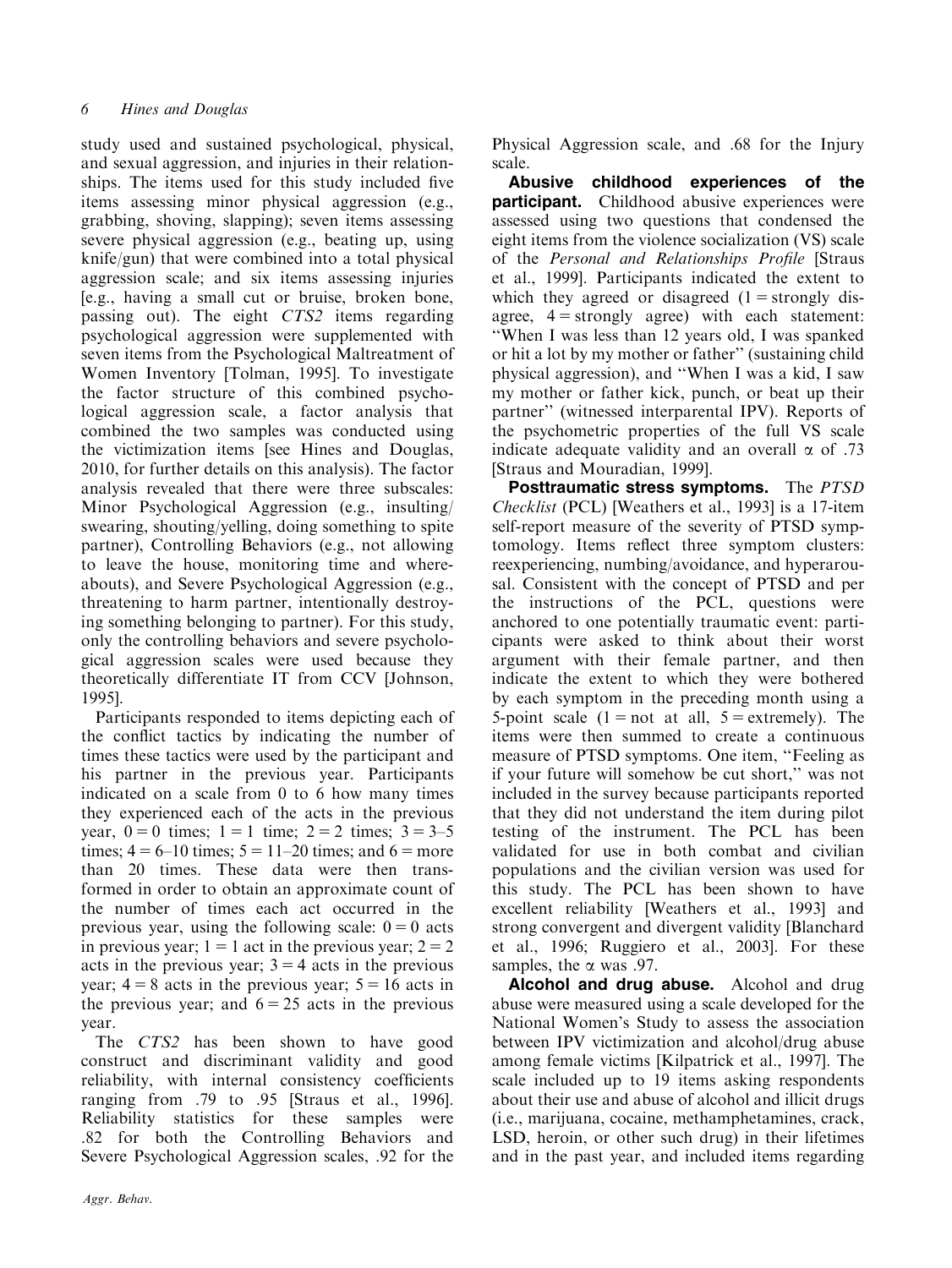study used and sustained psychological, physical, and sexual aggression, and injuries in their relationships. The items used for this study included five items assessing minor physical aggression (e.g., grabbing, shoving, slapping); seven items assessing severe physical aggression (e.g., beating up, using knife/gun) that were combined into a total physical aggression scale; and six items assessing injuries [e.g., having a small cut or bruise, broken bone, passing out). The eight *CTS2* items regarding psychological aggression were supplemented with seven items from the Psychological Maltreatment of Women Inventory [Tolman, 1995]. To investigate the factor structure of this combined psychological aggression scale, a factor analysis that combined the two samples was conducted using the victimization items [see Hines and Douglas, 2010, for further details on this analysis). The factor analysis revealed that there were three subscales: Minor Psychological Aggression (e.g., insulting/swearing, shouting/yelling, doing something to spite partner), Controlling Behaviors (e.g., not allowing to leave the house, monitoring time and whereabouts), and Severe Psychological Aggression (e.g., threatening to harm partner, intentionally destroying something belonging to partner). For this study, only the controlling behaviors and severe psychological aggression scales were used because they theoretically differentiate IT from CCV [Johnson, 1995].

Participants responded to items depicting each of the conflict tactics by indicating the number of times these tactics were used by the participant and his partner in the previous year. Participants indicated on a scale from 0 to 6 how many times they experienced each of the acts in the previous year, 0 = 0 times; 1 = 1 time; 2 = 2 times; 3 = 3–5 times; 4 = 6–10 times; 5 = 11–20 times; and 6 = more than 20 times. These data were then transformed in order to obtain an approximate count of the number of times each act occurred in the previous year, using the following scale: 0 = 0 acts in previous year; 1 = 1 act in the previous year; 2 = 2 acts in the previous year; 3 = 4 acts in the previous year; 4 = 8 acts in the previous year; 5 = 16 acts in the previous year; and 6 = 25 acts in the previous year.

The *CTS2* has been shown to have good construct and discriminant validity and good reliability, with internal consistency coefficients ranging from .79 to .95 [Straus et al., 1996]. Reliability statistics for these samples were .82 for both the Controlling Behaviors and Severe Psychological Aggression scales, .92 for the Physical Aggression scale, and .68 for the Injury scale.

**Abusive childhood experiences of the participant.** Childhood abusive experiences were assessed using two questions that condensed the eight items from the violence socialization (VS) scale of the *Personal and Relationships Profile* [Straus et al., 1999]. Participants indicated the extent to which they agreed or disagreed (1 = strongly disagree, 4 = strongly agree) with each statement: "When I was less than 12 years old, I was spanked or hit a lot by my mother or father" (sustaining child physical aggression), and "When I was a kid, I saw my mother or father kick, punch, or beat up their partner" (witnessed interparental IPV). Reports of the psychometric properties of the full VS scale indicate adequate validity and an overall $\alpha$ of .73 [Straus and Mouradian, 1999].

**Posttraumatic stress symptoms.** The *PTSD Checklist* (PCL) [Weathers et al., 1993] is a 17-item self-report measure of the severity of PTSD symptomatology. Items reflect three symptom clusters: reexperiencing, numbing/avoidance, and hyperarousal. Consistent with the concept of PTSD and per the instructions of the PCL, questions were anchored to one potentially traumatic event: participants were asked to think about their worst argument with their female partner, and then indicate the extent to which they were bothered by each symptom in the preceding month using a 5-point scale (1 = not at all, 5 = extremely). The items were then summed to create a continuous measure of PTSD symptoms. One item, "Feeling as if your future will somehow be cut short," was not included in the survey because participants reported that they did not understand the item during pilot testing of the instrument. The PCL has been validated for use in both combat and civilian populations and the civilian version was used for this study. The PCL has been shown to have excellent reliability [Weathers et al., 1993] and strong convergent and divergent validity [Blanchard et al., 1996; Ruggiero et al., 2003]. For these samples, the $\alpha$ was .97.

**Alcohol and drug abuse.** Alcohol and drug abuse were measured using a scale developed for the National Women's Study to assess the association between IPV victimization and alcohol/drug abuse among female victims [Kilpatrick et al., 1997]. The scale included up to 19 items asking respondents about their use and abuse of alcohol and illicit drugs (i.e., marijuana, cocaine, methamphetamines, crack, LSD, heroin, or other such drug) in their lifetimes and in the past year, and included items regarding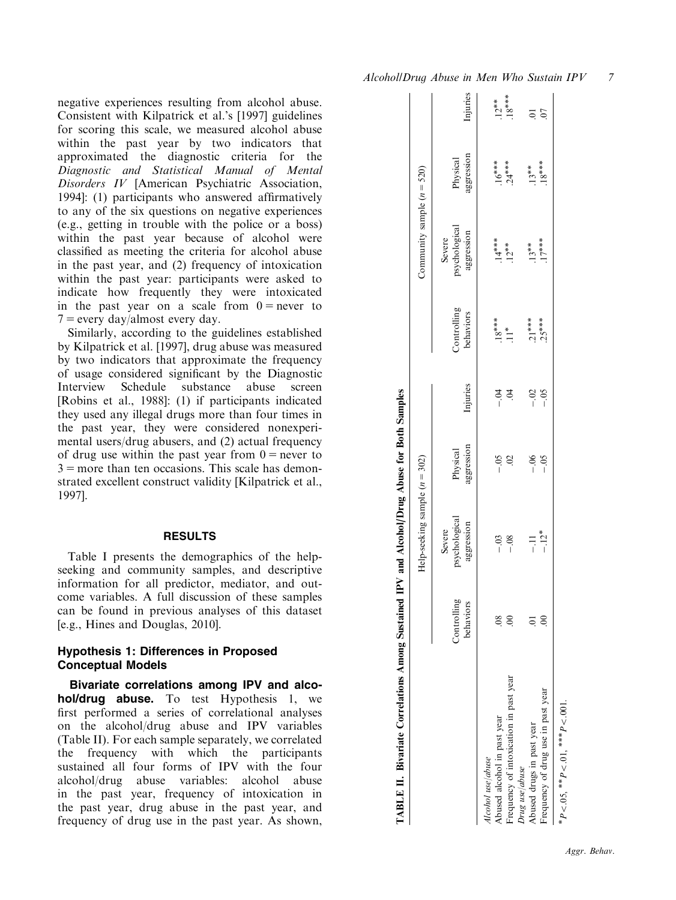negative experiences resulting from alcohol abuse. Consistent with Kilpatrick et al.'s [1997] guidelines for scoring this scale, we measured alcohol abuse within the past year by two indicators that approximated the diagnostic criteria for the *Diagnostic and Statistical Manual of Mental Disorders IV* [American Psychiatric Association, 1994]: (1) participants who answered affirmatively to any of the six questions on negative experiences (e.g., getting in trouble with the police or a boss) within the past year because of alcohol were classified as meeting the criteria for alcohol abuse in the past year, and (2) frequency of intoxication within the past year: participants were asked to indicate how frequently they were intoxicated in the past year on a scale from 0 = never to 7 = every day/almost every day.

Similarly, according to the guidelines established by Kilpatrick et al. [1997], drug abuse was measured by two indicators that approximate the frequency of usage considered significant by the Diagnostic Interview Schedule substance abuse screen [Robins et al., 1988]: (1) if participants indicated they used any illegal drugs more than four times in the past year, they were considered nonexperimental users/drug abusers, and (2) actual frequency of drug use within the past year from 0 = never to 3 = more than ten occasions. This scale has demonstrated excellent construct validity [Kilpatrick et al., 1997].

## RESULTS

Table I presents the demographics of the help-seeking and community samples, and descriptive information for all predictor, mediator, and outcome variables. A full discussion of these samples can be found in previous analyses of this dataset [e.g., Hines and Douglas, 2010].

### Hypothesis 1: Differences in Proposed Conceptual Models

**Bivariate correlations among IPV and alcohol/drug abuse.** To test Hypothesis 1, we first performed a series of correlational analyses on the alcohol/drug abuse and IPV variables (Table II). For each sample separately, we correlated the frequency with which the participants sustained all four forms of IPV with the four alcohol/drug abuse variables: alcohol abuse in the past year, frequency of intoxication in the past year, drug abuse in the past year, and frequency of drug use in the past year. As shown,

**TABLE II. Bivariate Correlations Among Sustained IPV and Alcohol/Drug Abuse for Both Samples**

| | Help-seeking sample ($n$ = 302) | | | | Community sample ($n$ = 520) | | | |
|---|---|---|---|---|---|---|---|---|
| | Controlling behaviors | Severe psychological aggression | Physical aggression | Injuries | Controlling behaviors | Severe psychological aggression | Physical aggression | Injuries |
| *Alcohol use/abuse* | | | | | | | | |
| Abused alcohol in past year | .08 | −.03 | −.05 | −.04 | .18*** | .14*** | .16*** | .12** |
| Frequency of intoxication in past year | .00 | −.08 | .02 | .04 | .11* | .12** | .24*** | .18*** |
| *Drug use/abuse* | | | | | | | | |
| Abused drugs in past year | .01 | −.11 | −.06 | −.02 | .21*** | .13** | .13** | .01 |
| Frequency of drug use in past year | .00 | −.12* | −.05 | −.05 | .25*** | .17*** | .18*** | .07 |

*$P < .05$, **$P < .01$, ***$P < .001$.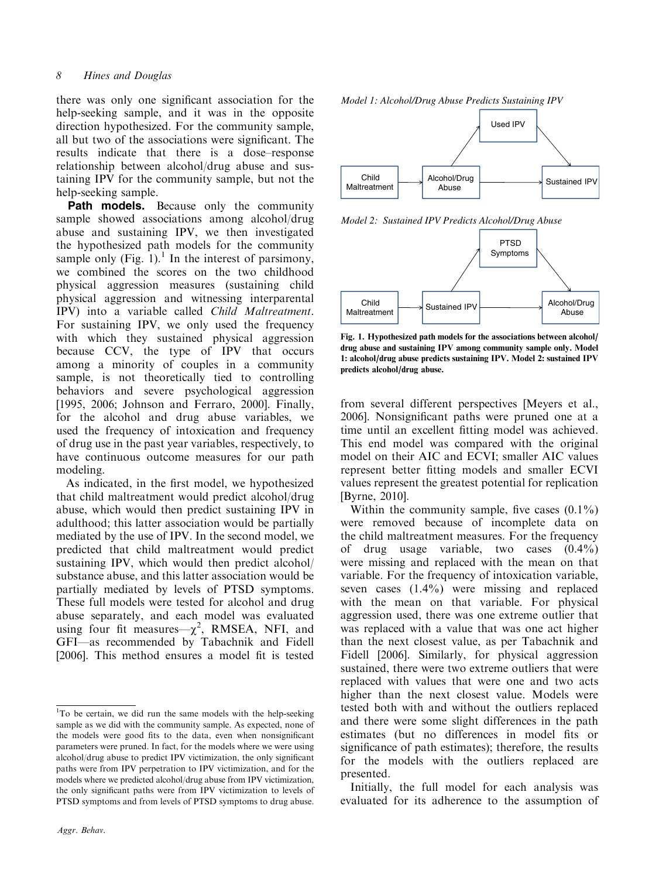there was only one significant association for the help-seeking sample, and it was in the opposite direction hypothesized. For the community sample, all but two of the associations were significant. The results indicate that there is a dose–response relationship between alcohol/drug abuse and sustaining IPV for the community sample, but not the help-seeking sample.

**Path models.** Because only the community sample showed associations among alcohol/drug abuse and sustaining IPV, we then investigated the hypothesized path models for the community sample only (Fig. 1).[1] In the interest of parsimony, we combined the scores on the two childhood physical aggression measures (sustaining child physical aggression and witnessing interparental IPV) into a variable called *Child Maltreatment*. For sustaining IPV, we only used the frequency with which they sustained physical aggression because CCV, the type of IPV that occurs among a minority of couples in a community sample, is not theoretically tied to controlling behaviors and severe psychological aggression [1995, 2006; Johnson and Ferraro, 2000]. Finally, for the alcohol and drug abuse variables, we used the frequency of intoxication and frequency of drug use in the past year variables, respectively, to have continuous outcome measures for our path modeling.

As indicated, in the first model, we hypothesized that child maltreatment would predict alcohol/drug abuse, which would then predict sustaining IPV in adulthood; this latter association would be partially mediated by the use of IPV. In the second model, we predicted that child maltreatment would predict sustaining IPV, which would then predict alcohol/substance abuse, and this latter association would be partially mediated by levels of PTSD symptoms. These full models were tested for alcohol and drug abuse separately, and each model was evaluated using four fit measures—$\chi^2$, RMSEA, NFI, and GFI—as recommended by Tabachnik and Fidell [2006]. This method ensures a model fit is tested from several different perspectives [Meyers et al., 2006]. Nonsignificant paths were pruned one at a time until an excellent fitting model was achieved. This end model was compared with the original model on their AIC and ECVI; smaller AIC values represent better fitting models and smaller ECVI values represent the greatest potential for replication [Byrne, 2010].

*Model 1: Alcohol/Drug Abuse Predicts Sustaining IPV*

Child Maltreatment → Alcohol/Drug Abuse → Used IPV → Sustained IPV; Alcohol/Drug Abuse → Sustained IPV

*Model 2: Sustained IPV Predicts Alcohol/Drug Abuse*

Child Maltreatment → Sustained IPV → PTSD Symptoms → Alcohol/Drug Abuse; Sustained IPV → Alcohol/Drug Abuse

**Fig. 1. Hypothesized path models for the associations between alcohol/drug abuse and sustaining IPV among community sample only. Model 1: alcohol/drug abuse predicts sustaining IPV. Model 2: sustained IPV predicts alcohol/drug abuse.**

Within the community sample, five cases (0.1%) were removed because of incomplete data on the child maltreatment measures. For the frequency of drug usage variable, two cases (0.4%) were missing and replaced with the mean on that variable. For the frequency of intoxication variable, seven cases (1.4%) were missing and replaced with the mean on that variable. For physical aggression used, there was one extreme outlier that was replaced with a value that was one act higher than the next closest value, as per Tabachnik and Fidell [2006]. Similarly, for physical aggression sustained, there were two extreme outliers that were replaced with values that were one and two acts higher than the next closest value. Models were tested both with and without the outliers replaced and there were some slight differences in the path estimates (but no differences in model fits or significance of path estimates); therefore, the results for the models with the outliers replaced are presented.

Initially, the full model for each analysis was evaluated for its adherence to the assumption of

[1] To be certain, we did run the same models with the help-seeking sample as we did with the community sample. As expected, none of the models were good fits to the data, even when nonsignificant parameters were pruned. In fact, for the models where we were using alcohol/drug abuse to predict IPV victimization, the only significant paths were from IPV perpetration to IPV victimization, and for the models where we predicted alcohol/drug abuse from IPV victimization, the only significant paths were from IPV victimization to levels of PTSD symptoms and from levels of PTSD symptoms to drug abuse.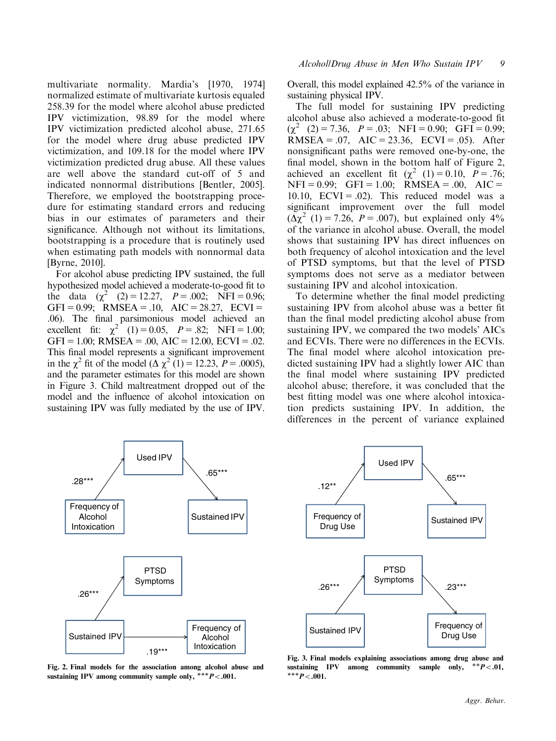multivariate normality. Mardia's [1970, 1974] normalized estimate of multivariate kurtosis equaled 258.39 for the model where alcohol abuse predicted IPV victimization, 98.89 for the model where IPV victimization predicted alcohol abuse, 271.65 for the model where drug abuse predicted IPV victimization, and 109.18 for the model where IPV victimization predicted drug abuse. All these values are well above the standard cut-off of 5 and indicated nonnormal distributions [Bentler, 2005]. Therefore, we employed the bootstrapping procedure for estimating standard errors and reducing bias in our estimates of parameters and their significance. Although not without its limitations, bootstrapping is a procedure that is routinely used when estimating path models with nonnormal data [Byrne, 2010].

For alcohol abuse predicting IPV sustained, the full hypothesized model achieved a moderate-to-good fit to the data ($\chi^2$ (2) = 12.27, $P$ = .002; NFI = 0.96; GFI = 0.99; RMSEA = .10, AIC = 28.27, ECVI = .06). The final parsimonious model achieved an excellent fit: $\chi^2$ (1) = 0.05, $P$ = .82; NFI = 1.00; GFI = 1.00; RMSEA = .00, AIC = 12.00, ECVI = .02. This final model represents a significant improvement in the $\chi^2$ fit of the model ($\Delta\ \chi^2$ (1) = 12.23, $P$ = .0005), and the parameter estimates for this model are shown in Figure 3. Child maltreatment dropped out of the model and the influence of alcohol intoxication on sustaining IPV was fully mediated by the use of IPV. Overall, this model explained 42.5% of the variance in sustaining physical IPV.

The full model for sustaining IPV predicting alcohol abuse also achieved a moderate-to-good fit ($\chi^2$ (2) = 7.36, $P$ = .03; NFI = 0.90; GFI = 0.99; RMSEA = .07, AIC = 23.36, ECVI = .05). After nonsignificant paths were removed one-by-one, the final model, shown in the bottom half of Figure 2, achieved an excellent fit ($\chi^2$ (1) = 0.10, $P$ = .76; NFI = 0.99; GFI = 1.00; RMSEA = .00, AIC = 10.10, ECVI = .02). This reduced model was a significant improvement over the full model ($\Delta\chi^2$ (1) = 7.26, $P$ = .007), but explained only 4% of the variance in alcohol abuse. Overall, the model shows that sustaining IPV has direct influences on both frequency of alcohol intoxication and the level of PTSD symptoms, but that the level of PTSD symptoms does not serve as a mediator between sustaining IPV and alcohol intoxication.

To determine whether the final model predicting sustaining IPV from alcohol abuse was a better fit than the final model predicting alcohol abuse from sustaining IPV, we compared the two models' AICs and ECVIs. There were no differences in the ECVIs. The final model where alcohol intoxication predicted sustaining IPV had a slightly lower AIC than the final model where sustaining IPV predicted alcohol abuse; therefore, it was concluded that the best fitting model was one where alcohol intoxication predicts sustaining IPV. In addition, the differences in the percent of variance explained

**Fig. 2. Final models for the association among alcohol abuse and sustaining IPV among community sample only, $^{***}P<.001$.**

**Fig. 3. Final models explaining associations among drug abuse and sustaining IPV among community sample only, $^{**}P<.01$, $^{***}P<.001$.**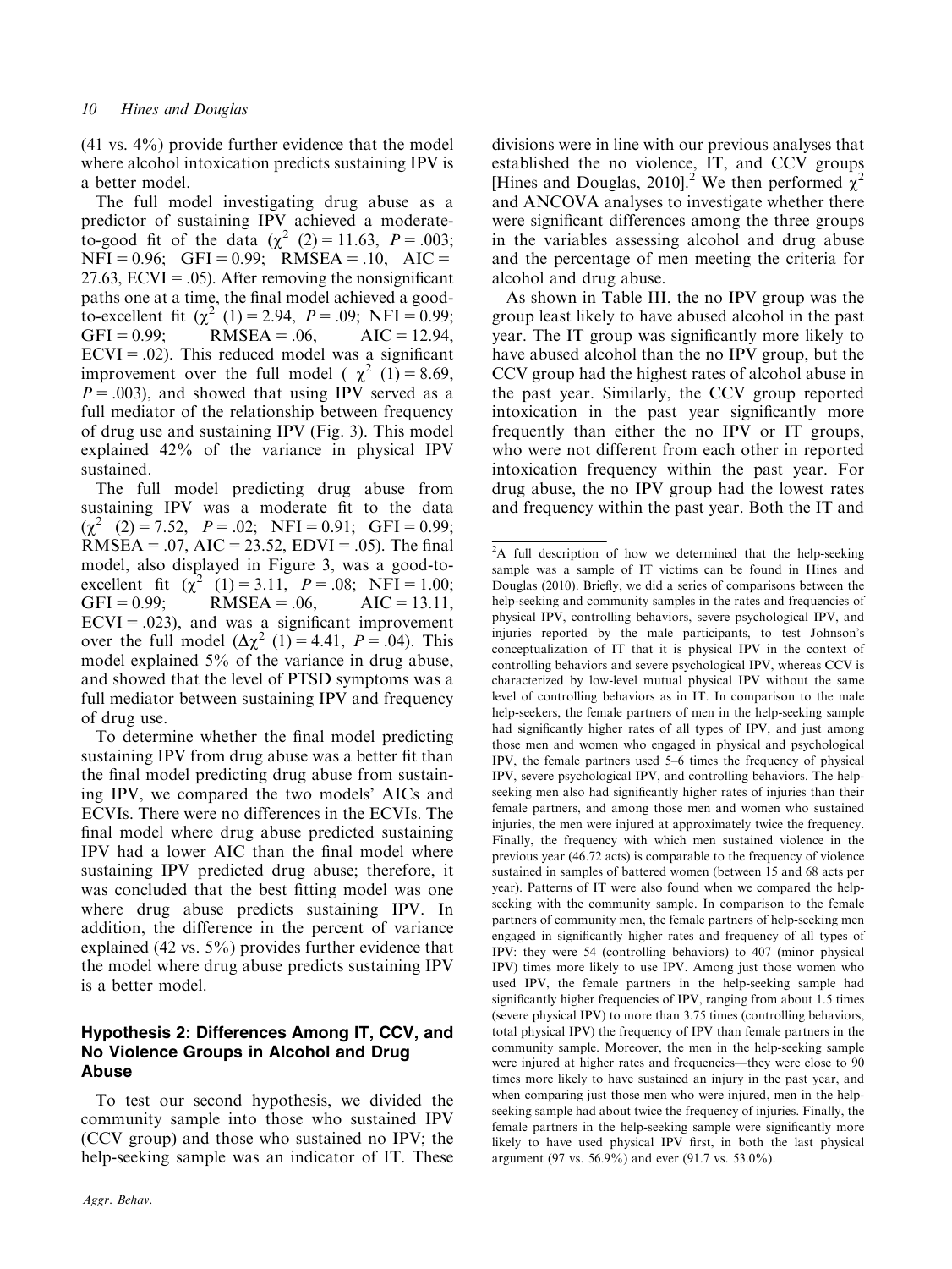(41 vs. 4%) provide further evidence that the model where alcohol intoxication predicts sustaining IPV is a better model.

The full model investigating drug abuse as a predictor of sustaining IPV achieved a moderate-to-good fit of the data ($\chi^2$ (2) = 11.63, $P$ = .003; NFI = 0.96; GFI = 0.99; RMSEA = .10, AIC = 27.63, ECVI = .05). After removing the nonsignificant paths one at a time, the final model achieved a good-to-excellent fit ($\chi^2$ (1) = 2.94, $P$ = .09; NFI = 0.99; GFI = 0.99; RMSEA = .06, AIC = 12.94, ECVI = .02). This reduced model was a significant improvement over the full model ( $\chi^2$ (1) = 8.69, $P$ = .003), and showed that using IPV served as a full mediator of the relationship between frequency of drug use and sustaining IPV (Fig. 3). This model explained 42% of the variance in physical IPV sustained.

The full model predicting drug abuse from sustaining IPV was a moderate fit to the data ($\chi^2$ (2) = 7.52, $P$ = .02; NFI = 0.91; GFI = 0.99; RMSEA = .07, AIC = 23.52, EDVI = .05). The final model, also displayed in Figure 3, was a good-to-excellent fit ($\chi^2$ (1) = 3.11, $P$ = .08; NFI = 1.00; GFI = 0.99; RMSEA = .06, AIC = 13.11, ECVI = .023), and was a significant improvement over the full model ($\Delta\chi^2$ (1) = 4.41, $P$ = .04). This model explained 5% of the variance in drug abuse, and showed that the level of PTSD symptoms was a full mediator between sustaining IPV and frequency of drug use.

To determine whether the final model predicting sustaining IPV from drug abuse was a better fit than the final model predicting drug abuse from sustaining IPV, we compared the two models' AICs and ECVIs. There were no differences in the ECVIs. The final model where drug abuse predicted sustaining IPV had a lower AIC than the final model where sustaining IPV predicted drug abuse; therefore, it was concluded that the best fitting model was one where drug abuse predicts sustaining IPV. In addition, the difference in the percent of variance explained (42 vs. 5%) provides further evidence that the model where drug abuse predicts sustaining IPV is a better model.

### Hypothesis 2: Differences Among IT, CCV, and No Violence Groups in Alcohol and Drug Abuse

To test our second hypothesis, we divided the community sample into those who sustained IPV (CCV group) and those who sustained no IPV; the help-seeking sample was an indicator of IT. These divisions were in line with our previous analyses that established the no violence, IT, and CCV groups [Hines and Douglas, 2010].[2] We then performed $\chi^2$ and ANCOVA analyses to investigate whether there were significant differences among the three groups in the variables assessing alcohol and drug abuse and the percentage of men meeting the criteria for alcohol and drug abuse.

As shown in Table III, the no IPV group was the group least likely to have abused alcohol in the past year. The IT group was significantly more likely to have abused alcohol than the no IPV group, but the CCV group had the highest rates of alcohol abuse in the past year. Similarly, the CCV group reported intoxication in the past year significantly more frequently than either the no IPV or IT groups, who were not different from each other in reported intoxication frequency within the past year. For drug abuse, the no IPV group had the lowest rates and frequency within the past year. Both the IT and

[2]A full description of how we determined that the help-seeking sample was a sample of IT victims can be found in Hines and Douglas (2010). Briefly, we did a series of comparisons between the help-seeking and community samples in the rates and frequencies of physical IPV, controlling behaviors, severe psychological IPV, and injuries reported by the male participants, to test Johnson's conceptualization of IT that it is physical IPV in the context of controlling behaviors and severe psychological IPV, whereas CCV is characterized by low-level mutual physical IPV without the same level of controlling behaviors as in IT. In comparison to the male help-seekers, the female partners of men in the help-seeking sample had significantly higher rates of all types of IPV, and just among those men and women who engaged in physical and psychological IPV, the female partners used 5–6 times the frequency of physical IPV, severe psychological IPV, and controlling behaviors. The help-seeking men also had significantly higher rates of injuries than their female partners, and among those men and women who sustained injuries, the men were injured at approximately twice the frequency. Finally, the frequency with which men sustained violence in the previous year (46.72 acts) is comparable to the frequency of violence sustained in samples of battered women (between 15 and 68 acts per year). Patterns of IT were also found when we compared the help-seeking with the community sample. In comparison to the female partners of community men, the female partners of help-seeking men engaged in significantly higher rates and frequency of all types of IPV: they were 54 (controlling behaviors) to 407 (minor physical IPV) times more likely to use IPV. Among just those women who used IPV, the female partners in the help-seeking sample had significantly higher frequencies of IPV, ranging from about 1.5 times (severe physical IPV) to more than 3.75 times (controlling behaviors, total physical IPV) the frequency of IPV than female partners in the community sample. Moreover, the men in the help-seeking sample were injured at higher rates and frequencies—they were close to 90 times more likely to have sustained an injury in the past year, and when comparing just those men who were injured, men in the help-seeking sample had about twice the frequency of injuries. Finally, the female partners in the help-seeking sample were significantly more likely to have used physical IPV first, in both the last physical argument (97 vs. 56.9%) and ever (91.7 vs. 53.0%).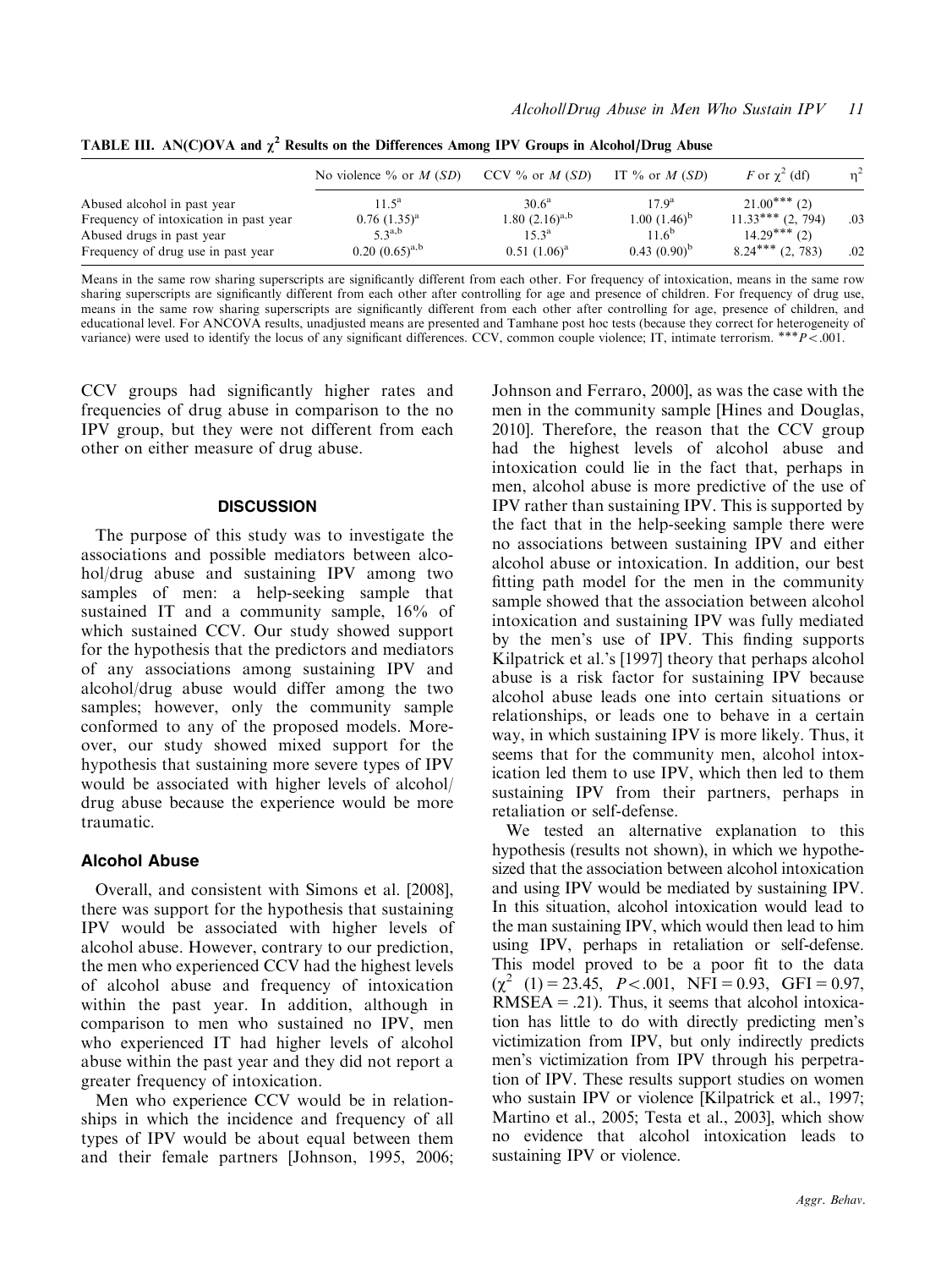**TABLE III. AN(C)OVA and $\chi^2$ Results on the Differences Among IPV Groups in Alcohol/Drug Abuse**

| | No violence % or $M$ ($SD$) | CCV % or $M$ ($SD$) | IT % or $M$ ($SD$) | $F$ or $\chi^2$ (df) | $\eta^2$ |
|---|---|---|---|---|---|
| Abused alcohol in past year | 11.5[a] | 30.6[a] | 17.9[a] | 21.00*** (2) | |
| Frequency of intoxication in past year | 0.76 (1.35)[a] | 1.80 (2.16)[a,b] | 1.00 (1.46)[b] | 11.33*** (2, 794) | .03 |
| Abused drugs in past year | 5.3[a,b] | 15.3[a] | 11.6[b] | 14.29*** (2) | |
| Frequency of drug use in past year | 0.20 (0.65)[a,b] | 0.51 (1.06)[a] | 0.43 (0.90)[b] | 8.24*** (2, 783) | .02 |

Means in the same row sharing superscripts are significantly different from each other. For frequency of intoxication, means in the same row sharing superscripts are significantly different from each other after controlling for age and presence of children. For frequency of drug use, means in the same row sharing superscripts are significantly different from each other after controlling for age, presence of children, and educational level. For ANCOVA results, unadjusted means are presented and Tamhane post hoc tests (because they correct for heterogeneity of variance) were used to identify the locus of any significant differences. CCV, common couple violence; IT, intimate terrorism. $^{***}P < .001$.

CCV groups had significantly higher rates and frequencies of drug abuse in comparison to the no IPV group, but they were not different from each other on either measure of drug abuse.

## DISCUSSION

The purpose of this study was to investigate the associations and possible mediators between alcohol/drug abuse and sustaining IPV among two samples of men: a help-seeking sample that sustained IT and a community sample, 16% of which sustained CCV. Our study showed support for the hypothesis that the predictors and mediators of any associations among sustaining IPV and alcohol/drug abuse would differ among the two samples; however, only the community sample conformed to any of the proposed models. Moreover, our study showed mixed support for the hypothesis that sustaining more severe types of IPV would be associated with higher levels of alcohol/drug abuse because the experience would be more traumatic.

### Alcohol Abuse

Overall, and consistent with Simons et al. [2008], there was support for the hypothesis that sustaining IPV would be associated with higher levels of alcohol abuse. However, contrary to our prediction, the men who experienced CCV had the highest levels of alcohol abuse and frequency of intoxication within the past year. In addition, although in comparison to men who sustained no IPV, men who experienced IT had higher levels of alcohol abuse within the past year and they did not report a greater frequency of intoxication.

Men who experience CCV would be in relationships in which the incidence and frequency of all types of IPV would be about equal between them and their female partners [Johnson, 1995, 2006; Johnson and Ferraro, 2000], as was the case with the men in the community sample [Hines and Douglas, 2010]. Therefore, the reason that the CCV group had the highest levels of alcohol abuse and intoxication could lie in the fact that, perhaps in men, alcohol abuse is more predictive of the use of IPV rather than sustaining IPV. This is supported by the fact that in the help-seeking sample there were no associations between sustaining IPV and either alcohol abuse or intoxication. In addition, our best fitting path model for the men in the community sample showed that the association between alcohol intoxication and sustaining IPV was fully mediated by the men's use of IPV. This finding supports Kilpatrick et al.'s [1997] theory that perhaps alcohol abuse is a risk factor for sustaining IPV because alcohol abuse leads one into certain situations or relationships, or leads one to behave in a certain way, in which sustaining IPV is more likely. Thus, it seems that for the community men, alcohol intoxication led them to use IPV, which then led to them sustaining IPV from their partners, perhaps in retaliation or self-defense.

We tested an alternative explanation to this hypothesis (results not shown), in which we hypothesized that the association between alcohol intoxication and using IPV would be mediated by sustaining IPV. In this situation, alcohol intoxication would lead to the man sustaining IPV, which would then lead to him using IPV, perhaps in retaliation or self-defense. This model proved to be a poor fit to the data ($\chi^2$ $(1) = 23.45$, $P < .001$, NFI $= 0.93$, GFI $= 0.97$, RMSEA $= .21$). Thus, it seems that alcohol intoxication has little to do with directly predicting men's victimization from IPV, but only indirectly predicts men's victimization from IPV through his perpetration of IPV. These results support studies on women who sustain IPV or violence [Kilpatrick et al., 1997; Martino et al., 2005; Testa et al., 2003], which show no evidence that alcohol intoxication leads to sustaining IPV or violence.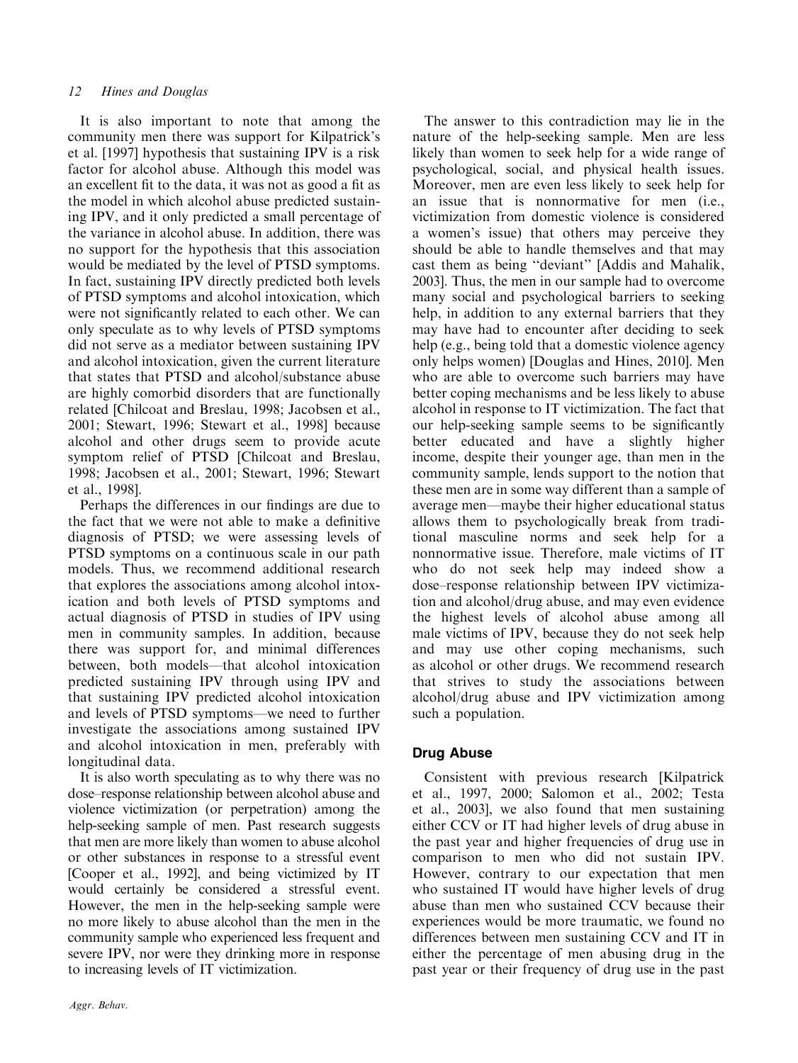It is also important to note that among the community men there was support for Kilpatrick's et al. [1997] hypothesis that sustaining IPV is a risk factor for alcohol abuse. Although this model was an excellent fit to the data, it was not as good a fit as the model in which alcohol abuse predicted sustaining IPV, and it only predicted a small percentage of the variance in alcohol abuse. In addition, there was no support for the hypothesis that this association would be mediated by the level of PTSD symptoms. In fact, sustaining IPV directly predicted both levels of PTSD symptoms and alcohol intoxication, which were not significantly related to each other. We can only speculate as to why levels of PTSD symptoms did not serve as a mediator between sustaining IPV and alcohol intoxication, given the current literature that states that PTSD and alcohol/substance abuse are highly comorbid disorders that are functionally related [Chilcoat and Breslau, 1998; Jacobsen et al., 2001; Stewart, 1996; Stewart et al., 1998] because alcohol and other drugs seem to provide acute symptom relief of PTSD [Chilcoat and Breslau, 1998; Jacobsen et al., 2001; Stewart, 1996; Stewart et al., 1998].

Perhaps the differences in our findings are due to the fact that we were not able to make a definitive diagnosis of PTSD; we were assessing levels of PTSD symptoms on a continuous scale in our path models. Thus, we recommend additional research that explores the associations among alcohol intoxication and both levels of PTSD symptoms and actual diagnosis of PTSD in studies of IPV using men in community samples. In addition, because there was support for, and minimal differences between, both models—that alcohol intoxication predicted sustaining IPV through using IPV and that sustaining IPV predicted alcohol intoxication and levels of PTSD symptoms—we need to further investigate the associations among sustained IPV and alcohol intoxication in men, preferably with longitudinal data.

It is also worth speculating as to why there was no dose–response relationship between alcohol abuse and violence victimization (or perpetration) among the help-seeking sample of men. Past research suggests that men are more likely than women to abuse alcohol or other substances in response to a stressful event [Cooper et al., 1992], and being victimized by IT would certainly be considered a stressful event. However, the men in the help-seeking sample were no more likely to abuse alcohol than the men in the community sample who experienced less frequent and severe IPV, nor were they drinking more in response to increasing levels of IT victimization.

The answer to this contradiction may lie in the nature of the help-seeking sample. Men are less likely than women to seek help for a wide range of psychological, social, and physical health issues. Moreover, men are even less likely to seek help for an issue that is nonnormative for men (i.e., victimization from domestic violence is considered a women's issue) that others may perceive they should be able to handle themselves and that may cast them as being "deviant" [Addis and Mahalik, 2003]. Thus, the men in our sample had to overcome many social and psychological barriers to seeking help, in addition to any external barriers that they may have had to encounter after deciding to seek help (e.g., being told that a domestic violence agency only helps women) [Douglas and Hines, 2010]. Men who are able to overcome such barriers may have better coping mechanisms and be less likely to abuse alcohol in response to IT victimization. The fact that our help-seeking sample seems to be significantly better educated and have a slightly higher income, despite their younger age, than men in the community sample, lends support to the notion that these men are in some way different than a sample of average men—maybe their higher educational status allows them to psychologically break from traditional masculine norms and seek help for a nonnormative issue. Therefore, male victims of IT who do not seek help may indeed show a dose–response relationship between IPV victimization and alcohol/drug abuse, and may even evidence the highest levels of alcohol abuse among all male victims of IPV, because they do not seek help and may use other coping mechanisms, such as alcohol or other drugs. We recommend research that strives to study the associations between alcohol/drug abuse and IPV victimization among such a population.

## Drug Abuse

Consistent with previous research [Kilpatrick et al., 1997, 2000; Salomon et al., 2002; Testa et al., 2003], we also found that men sustaining either CCV or IT had higher levels of drug abuse in the past year and higher frequencies of drug use in comparison to men who did not sustain IPV. However, contrary to our expectation that men who sustained IT would have higher levels of drug abuse than men who sustained CCV because their experiences would be more traumatic, we found no differences between men sustaining CCV and IT in either the percentage of men abusing drug in the past year or their frequency of drug use in the past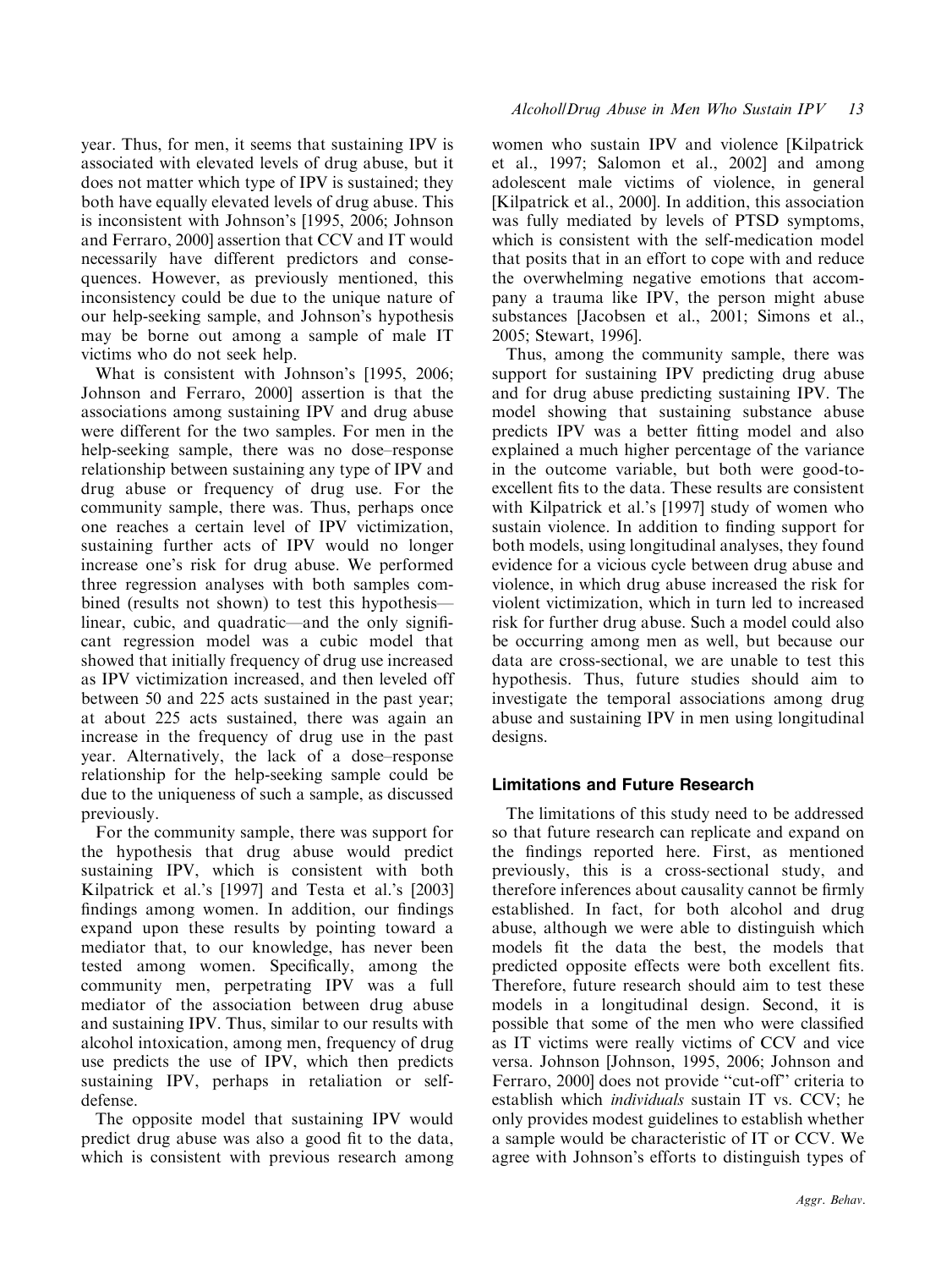year. Thus, for men, it seems that sustaining IPV is associated with elevated levels of drug abuse, but it does not matter which type of IPV is sustained; they both have equally elevated levels of drug abuse. This is inconsistent with Johnson's [1995, 2006; Johnson and Ferraro, 2000] assertion that CCV and IT would necessarily have different predictors and consequences. However, as previously mentioned, this inconsistency could be due to the unique nature of our help-seeking sample, and Johnson's hypothesis may be borne out among a sample of male IT victims who do not seek help.

What is consistent with Johnson's [1995, 2006; Johnson and Ferraro, 2000] assertion is that the associations among sustaining IPV and drug abuse were different for the two samples. For men in the help-seeking sample, there was no dose–response relationship between sustaining any type of IPV and drug abuse or frequency of drug use. For the community sample, there was. Thus, perhaps once one reaches a certain level of IPV victimization, sustaining further acts of IPV would no longer increase one's risk for drug abuse. We performed three regression analyses with both samples combined (results not shown) to test this hypothesis—linear, cubic, and quadratic—and the only significant regression model was a cubic model that showed that initially frequency of drug use increased as IPV victimization increased, and then leveled off between 50 and 225 acts sustained in the past year; at about 225 acts sustained, there was again an increase in the frequency of drug use in the past year. Alternatively, the lack of a dose–response relationship for the help-seeking sample could be due to the uniqueness of such a sample, as discussed previously.

For the community sample, there was support for the hypothesis that drug abuse would predict sustaining IPV, which is consistent with both Kilpatrick et al.'s [1997] and Testa et al.'s [2003] findings among women. In addition, our findings expand upon these results by pointing toward a mediator that, to our knowledge, has never been tested among women. Specifically, among the community men, perpetrating IPV was a full mediator of the association between drug abuse and sustaining IPV. Thus, similar to our results with alcohol intoxication, among men, frequency of drug use predicts the use of IPV, which then predicts sustaining IPV, perhaps in retaliation or self-defense.

The opposite model that sustaining IPV would predict drug abuse was also a good fit to the data, which is consistent with previous research among women who sustain IPV and violence [Kilpatrick et al., 1997; Salomon et al., 2002] and among adolescent male victims of violence, in general [Kilpatrick et al., 2000]. In addition, this association was fully mediated by levels of PTSD symptoms, which is consistent with the self-medication model that posits that in an effort to cope with and reduce the overwhelming negative emotions that accompany a trauma like IPV, the person might abuse substances [Jacobsen et al., 2001; Simons et al., 2005; Stewart, 1996].

Thus, among the community sample, there was support for sustaining IPV predicting drug abuse and for drug abuse predicting sustaining IPV. The model showing that sustaining substance abuse predicts IPV was a better fitting model and also explained a much higher percentage of the variance in the outcome variable, but both were good-to-excellent fits to the data. These results are consistent with Kilpatrick et al.'s [1997] study of women who sustain violence. In addition to finding support for both models, using longitudinal analyses, they found evidence for a vicious cycle between drug abuse and violence, in which drug abuse increased the risk for violent victimization, which in turn led to increased risk for further drug abuse. Such a model could also be occurring among men as well, but because our data are cross-sectional, we are unable to test this hypothesis. Thus, future studies should aim to investigate the temporal associations among drug abuse and sustaining IPV in men using longitudinal designs.

## Limitations and Future Research

The limitations of this study need to be addressed so that future research can replicate and expand on the findings reported here. First, as mentioned previously, this is a cross-sectional study, and therefore inferences about causality cannot be firmly established. In fact, for both alcohol and drug abuse, although we were able to distinguish which models fit the data the best, the models that predicted opposite effects were both excellent fits. Therefore, future research should aim to test these models in a longitudinal design. Second, it is possible that some of the men who were classified as IT victims were really victims of CCV and vice versa. Johnson [Johnson, 1995, 2006; Johnson and Ferraro, 2000] does not provide "cut-off" criteria to establish which *individuals* sustain IT vs. CCV; he only provides modest guidelines to establish whether a sample would be characteristic of IT or CCV. We agree with Johnson's efforts to distinguish types of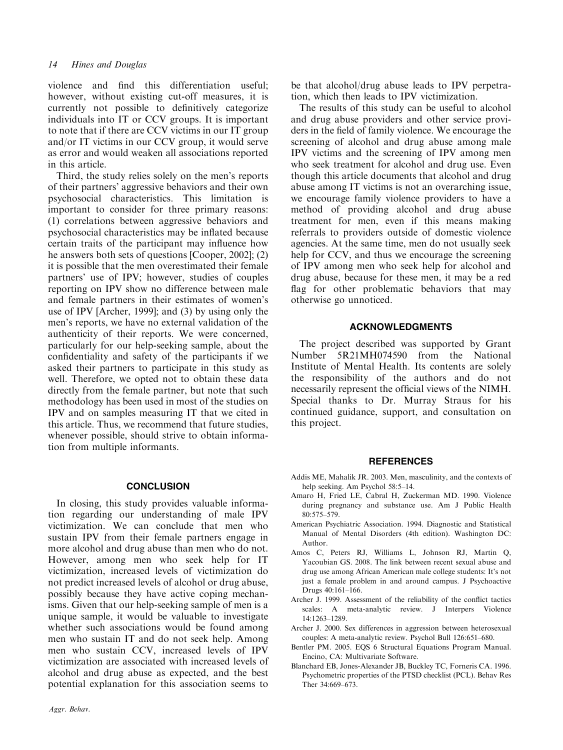violence and find this differentiation useful; however, without existing cut-off measures, it is currently not possible to definitively categorize individuals into IT or CCV groups. It is important to note that if there are CCV victims in our IT group and/or IT victims in our CCV group, it would serve as error and would weaken all associations reported in this article.

Third, the study relies solely on the men's reports of their partners' aggressive behaviors and their own psychosocial characteristics. This limitation is important to consider for three primary reasons: (1) correlations between aggressive behaviors and psychosocial characteristics may be inflated because certain traits of the participant may influence how he answers both sets of questions [Cooper, 2002]; (2) it is possible that the men overestimated their female partners' use of IPV; however, studies of couples reporting on IPV show no difference between male and female partners in their estimates of women's use of IPV [Archer, 1999]; and (3) by using only the men's reports, we have no external validation of the authenticity of their reports. We were concerned, particularly for our help-seeking sample, about the confidentiality and safety of the participants if we asked their partners to participate in this study as well. Therefore, we opted not to obtain these data directly from the female partner, but note that such methodology has been used in most of the studies on IPV and on samples measuring IT that we cited in this article. Thus, we recommend that future studies, whenever possible, should strive to obtain information from multiple informants.

## CONCLUSION

In closing, this study provides valuable information regarding our understanding of male IPV victimization. We can conclude that men who sustain IPV from their female partners engage in more alcohol and drug abuse than men who do not. However, among men who seek help for IT victimization, increased levels of victimization do not predict increased levels of alcohol or drug abuse, possibly because they have active coping mechanisms. Given that our help-seeking sample of men is a unique sample, it would be valuable to investigate whether such associations would be found among men who sustain IT and do not seek help. Among men who sustain CCV, increased levels of IPV victimization are associated with increased levels of alcohol and drug abuse as expected, and the best potential explanation for this association seems to be that alcohol/drug abuse leads to IPV perpetration, which then leads to IPV victimization.

The results of this study can be useful to alcohol and drug abuse providers and other service providers in the field of family violence. We encourage the screening of alcohol and drug abuse among male IPV victims and the screening of IPV among men who seek treatment for alcohol and drug use. Even though this article documents that alcohol and drug abuse among IT victims is not an overarching issue, we encourage family violence providers to have a method of providing alcohol and drug abuse treatment for men, even if this means making referrals to providers outside of domestic violence agencies. At the same time, men do not usually seek help for CCV, and thus we encourage the screening of IPV among men who seek help for alcohol and drug abuse, because for these men, it may be a red flag for other problematic behaviors that may otherwise go unnoticed.

## ACKNOWLEDGMENTS

The project described was supported by Grant Number 5R21MH074590 from the National Institute of Mental Health. Its contents are solely the responsibility of the authors and do not necessarily represent the official views of the NIMH. Special thanks to Dr. Murray Straus for his continued guidance, support, and consultation on this project.

## REFERENCES

Addis ME, Mahalik JR. 2003. Men, masculinity, and the contexts of help seeking. Am Psychol 58:5–14.

Amaro H, Fried LE, Cabral H, Zuckerman MD. 1990. Violence during pregnancy and substance use. Am J Public Health 80:575–579.

American Psychiatric Association. 1994. Diagnostic and Statistical Manual of Mental Disorders (4th edition). Washington DC: Author.

Amos C, Peters RJ, Williams L, Johnson RJ, Martin Q, Yacoubian GS. 2008. The link between recent sexual abuse and drug use among African American male college students: It's not just a female problem in and around campus. J Psychoactive Drugs 40:161–166.

Archer J. 1999. Assessment of the reliability of the conflict tactics scales: A meta-analytic review. J Interpers Violence 14:1263–1289.

Archer J. 2000. Sex differences in aggression between heterosexual couples: A meta-analytic review. Psychol Bull 126:651–680.

Bentler PM. 2005. EQS 6 Structural Equations Program Manual. Encino, CA: Multivariate Software.

Blanchard EB, Jones-Alexander JB, Buckley TC, Forneris CA. 1996. Psychometric properties of the PTSD checklist (PCL). Behav Res Ther 34:669–673.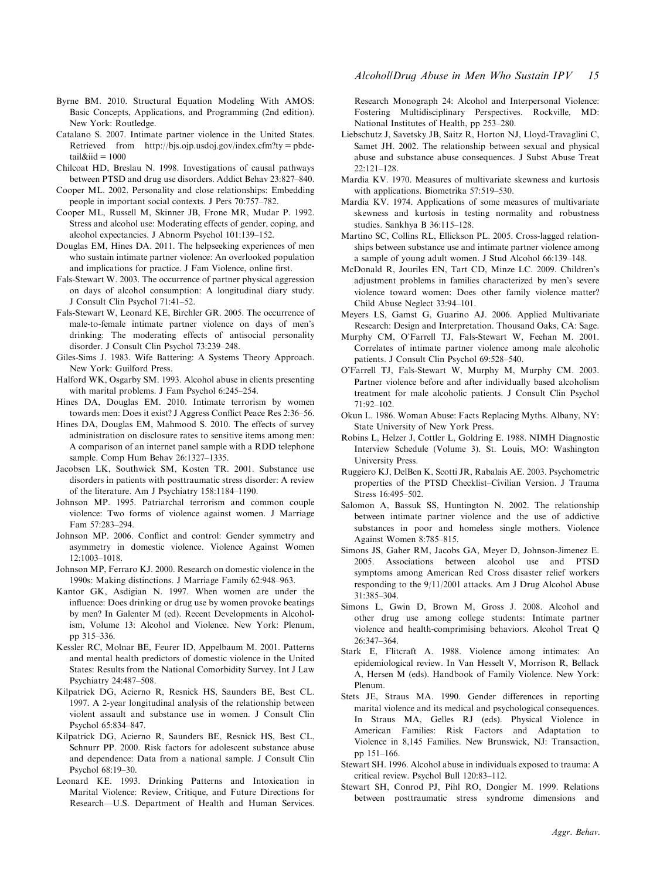Byrne BM. 2010. Structural Equation Modeling With AMOS: Basic Concepts, Applications, and Programming (2nd edition). New York: Routledge.

Catalano S. 2007. Intimate partner violence in the United States. Retrieved from http://bjs.ojp.usdoj.gov/index.cfm?ty = pbdetail&iid = 1000

Chilcoat HD, Breslau N. 1998. Investigations of causal pathways between PTSD and drug use disorders. Addict Behav 23:827–840.

Cooper ML. 2002. Personality and close relationships: Embedding people in important social contexts. J Pers 70:757–782.

Cooper ML, Russell M, Skinner JB, Frone MR, Mudar P. 1992. Stress and alcohol use: Moderating effects of gender, coping, and alcohol expectancies. J Abnorm Psychol 101:139–152.

Douglas EM, Hines DA. 2011. The helpseeking experiences of men who sustain intimate partner violence: An overlooked population and implications for practice. J Fam Violence, online first.

Fals-Stewart W. 2003. The occurrence of partner physical aggression on days of alcohol consumption: A longitudinal diary study. J Consult Clin Psychol 71:41–52.

Fals-Stewart W, Leonard KE, Birchler GR. 2005. The occurrence of male-to-female intimate partner violence on days of men's drinking: The moderating effects of antisocial personality disorder. J Consult Clin Psychol 73:239–248.

Giles-Sims J. 1983. Wife Battering: A Systems Theory Approach. New York: Guilford Press.

Halford WK, Osgarby SM. 1993. Alcohol abuse in clients presenting with marital problems. J Fam Psychol 6:245–254.

Hines DA, Douglas EM. 2010. Intimate terrorism by women towards men: Does it exist? J Aggress Conflict Peace Res 2:36–56.

Hines DA, Douglas EM, Mahmood S. 2010. The effects of survey administration on disclosure rates to sensitive items among men: A comparison of an internet panel sample with a RDD telephone sample. Comp Hum Behav 26:1327–1335.

Jacobsen LK, Southwick SM, Kosten TR. 2001. Substance use disorders in patients with posttraumatic stress disorder: A review of the literature. Am J Psychiatry 158:1184–1190.

Johnson MP. 1995. Patriarchal terrorism and common couple violence: Two forms of violence against women. J Marriage Fam 57:283–294.

Johnson MP. 2006. Conflict and control: Gender symmetry and asymmetry in domestic violence. Violence Against Women 12:1003–1018.

Johnson MP, Ferraro KJ. 2000. Research on domestic violence in the 1990s: Making distinctions. J Marriage Family 62:948–963.

Kantor GK, Asdigian N. 1997. When women are under the influence: Does drinking or drug use by women provoke beatings by men? In Galenter M (ed). Recent Developments in Alcoholism, Volume 13: Alcohol and Violence. New York: Plenum, pp 315–336.

Kessler RC, Molnar BE, Feurer ID, Appelbaum M. 2001. Patterns and mental health predictors of domestic violence in the United States: Results from the National Comorbidity Survey. Int J Law Psychiatry 24:487–508.

Kilpatrick DG, Acierno R, Resnick HS, Saunders BE, Best CL. 1997. A 2-year longitudinal analysis of the relationship between violent assault and substance use in women. J Consult Clin Psychol 65:834–847.

Kilpatrick DG, Acierno R, Saunders BE, Resnick HS, Best CL, Schnurr PP. 2000. Risk factors for adolescent substance abuse and dependence: Data from a national sample. J Consult Clin Psychol 68:19–30.

Leonard KE. 1993. Drinking Patterns and Intoxication in Marital Violence: Review, Critique, and Future Directions for Research—U.S. Department of Health and Human Services. Research Monograph 24: Alcohol and Interpersonal Violence: Fostering Multidisciplinary Perspectives. Rockville, MD: National Institutes of Health, pp 253–280.

Liebschutz J, Savetsky JB, Saitz R, Horton NJ, Lloyd-Travaglini C, Samet JH. 2002. The relationship between sexual and physical abuse and substance abuse consequences. J Subst Abuse Treat 22:121–128.

Mardia KV. 1970. Measures of multivariate skewness and kurtosis with applications. Biometrika 57:519–530.

Mardia KV. 1974. Applications of some measures of multivariate skewness and kurtosis in testing normality and robustness studies. Sankhya B 36:115–128.

Martino SC, Collins RL, Ellickson PL. 2005. Cross-lagged relationships between substance use and intimate partner violence among a sample of young adult women. J Stud Alcohol 66:139–148.

McDonald R, Jouriles EN, Tart CD, Minze LC. 2009. Children's adjustment problems in families characterized by men's severe violence toward women: Does other family violence matter? Child Abuse Neglect 33:94–101.

Meyers LS, Gamst G, Guarino AJ. 2006. Applied Multivariate Research: Design and Interpretation. Thousand Oaks, CA: Sage.

Murphy CM, O'Farrell TJ, Fals-Stewart W, Feehan M. 2001. Correlates of intimate partner violence among male alcoholic patients. J Consult Clin Psychol 69:528–540.

O'Farrell TJ, Fals-Stewart W, Murphy M, Murphy CM. 2003. Partner violence before and after individually based alcoholism treatment for male alcoholic patients. J Consult Clin Psychol 71:92–102.

Okun L. 1986. Woman Abuse: Facts Replacing Myths. Albany, NY: State University of New York Press.

Robins L, Helzer J, Cottler L, Goldring E. 1988. NIMH Diagnostic Interview Schedule (Volume 3). St. Louis, MO: Washington University Press.

Ruggiero KJ, DelBen K, Scotti JR, Rabalais AE. 2003. Psychometric properties of the PTSD Checklist–Civilian Version. J Trauma Stress 16:495–502.

Salomon A, Bassuk SS, Huntington N. 2002. The relationship between intimate partner violence and the use of addictive substances in poor and homeless single mothers. Violence Against Women 8:785–815.

Simons JS, Gaher RM, Jacobs GA, Meyer D, Johnson-Jimenez E. 2005. Associations between alcohol use and PTSD symptoms among American Red Cross disaster relief workers responding to the 9/11/2001 attacks. Am J Drug Alcohol Abuse 31:385–304.

Simons L, Gwin D, Brown M, Gross J. 2008. Alcohol and other drug use among college students: Intimate partner violence and health-comprimising behaviors. Alcohol Treat Q 26:347–364.

Stark E, Flitcraft A. 1988. Violence among intimates: An epidemiological review. In Van Hesselt V, Morrison R, Bellack A, Hersen M (eds). Handbook of Family Violence. New York: Plenum.

Stets JE, Straus MA. 1990. Gender differences in reporting marital violence and its medical and psychological consequences. In Straus MA, Gelles RJ (eds). Physical Violence in American Families: Risk Factors and Adaptation to Violence in 8,145 Families. New Brunswick, NJ: Transaction, pp 151–166.

Stewart SH. 1996. Alcohol abuse in individuals exposed to trauma: A critical review. Psychol Bull 120:83–112.

Stewart SH, Conrod PJ, Pihl RO, Dongier M. 1999. Relations between posttraumatic stress syndrome dimensions and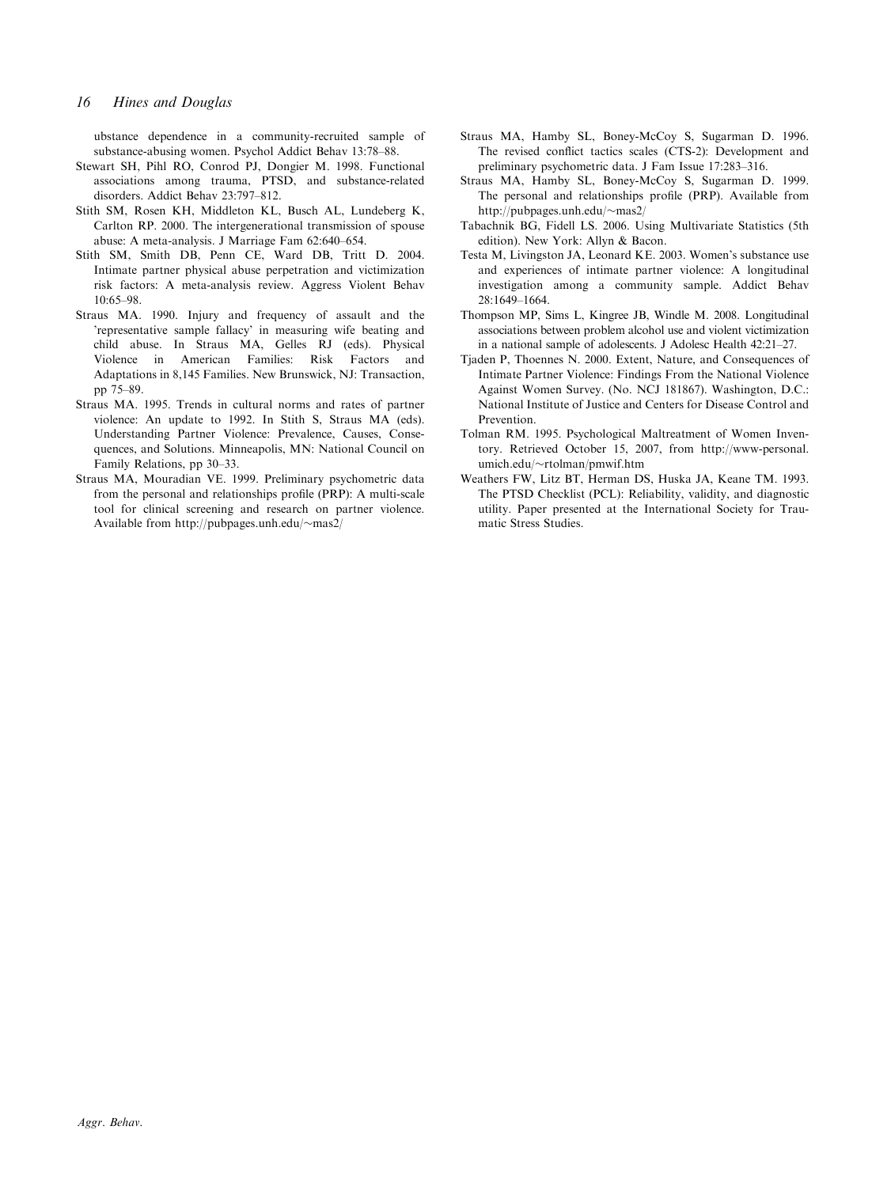ubstance dependence in a community-recruited sample of substance-abusing women. Psychol Addict Behav 13:78–88.

Stewart SH, Pihl RO, Conrod PJ, Dongier M. 1998. Functional associations among trauma, PTSD, and substance-related disorders. Addict Behav 23:797–812.

Stith SM, Rosen KH, Middleton KL, Busch AL, Lundeberg K, Carlton RP. 2000. The intergenerational transmission of spouse abuse: A meta-analysis. J Marriage Fam 62:640–654.

Stith SM, Smith DB, Penn CE, Ward DB, Tritt D. 2004. Intimate partner physical abuse perpetration and victimization risk factors: A meta-analysis review. Aggress Violent Behav 10:65–98.

Straus MA. 1990. Injury and frequency of assault and the 'representative sample fallacy' in measuring wife beating and child abuse. In Straus MA, Gelles RJ (eds). Physical Violence in American Families: Risk Factors and Adaptations in 8,145 Families. New Brunswick, NJ: Transaction, pp 75–89.

Straus MA. 1995. Trends in cultural norms and rates of partner violence: An update to 1992. In Stith S, Straus MA (eds). Understanding Partner Violence: Prevalence, Causes, Consequences, and Solutions. Minneapolis, MN: National Council on Family Relations, pp 30–33.

Straus MA, Mouradian VE. 1999. Preliminary psychometric data from the personal and relationships profile (PRP): A multi-scale tool for clinical screening and research on partner violence. Available from http://pubpages.unh.edu/~mas2/

Straus MA, Hamby SL, Boney-McCoy S, Sugarman D. 1996. The revised conflict tactics scales (CTS-2): Development and preliminary psychometric data. J Fam Issue 17:283–316.

Straus MA, Hamby SL, Boney-McCoy S, Sugarman D. 1999. The personal and relationships profile (PRP). Available from http://pubpages.unh.edu/~mas2/

Tabachnik BG, Fidell LS. 2006. Using Multivariate Statistics (5th edition). New York: Allyn & Bacon.

Testa M, Livingston JA, Leonard KE. 2003. Women's substance use and experiences of intimate partner violence: A longitudinal investigation among a community sample. Addict Behav 28:1649–1664.

Thompson MP, Sims L, Kingree JB, Windle M. 2008. Longitudinal associations between problem alcohol use and violent victimization in a national sample of adolescents. J Adolesc Health 42:21–27.

Tjaden P, Thoennes N. 2000. Extent, Nature, and Consequences of Intimate Partner Violence: Findings From the National Violence Against Women Survey. (No. NCJ 181867). Washington, D.C.: National Institute of Justice and Centers for Disease Control and Prevention.

Tolman RM. 1995. Psychological Maltreatment of Women Inventory. Retrieved October 15, 2007, from http://www-personal.umich.edu/~rtolman/pmwif.htm

Weathers FW, Litz BT, Herman DS, Huska JA, Keane TM. 1993. The PTSD Checklist (PCL): Reliability, validity, and diagnostic utility. Paper presented at the International Society for Traumatic Stress Studies.